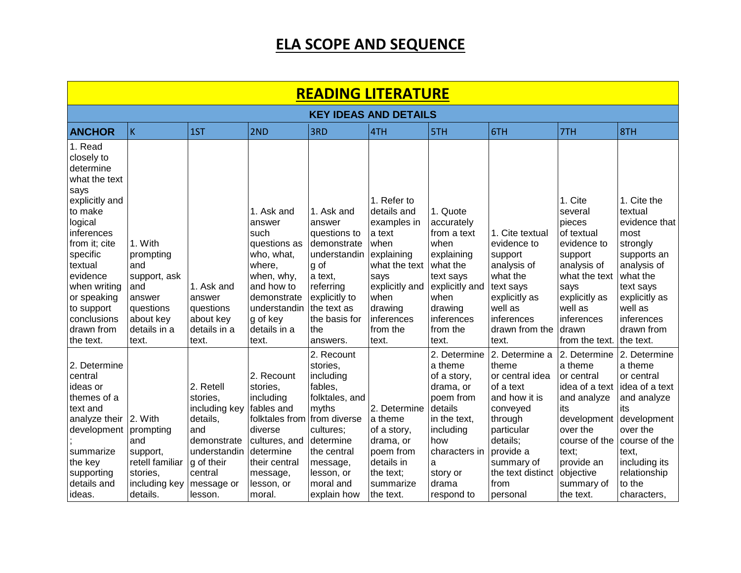# ELA SCOPE AND SEQUENCE

## READING LITERATURE

### KEY IDEAS AND DETAILS

| ANCHOR | K | 1ST | 2ND | 3RD | 4TH | 5TH | 6TH | 7TH | 8TH |
|---|---|---|---|---|---|---|---|---|---|
| 1. Read closely to determine what the text says explicitly and to make logical inferences from it; cite specific textual evidence when writing or speaking to support conclusions drawn from the text. | 1. With prompting and support, ask and answer questions about key details in a text. | 1. Ask and answer questions about key details in a text. | 1. Ask and answer such questions as who, what, where, when, why, and how to demonstrate understanding of key details in a text. | 1. Ask and answer questions to demonstrate understanding of a text, referring explicitly to the text as the basis for the answers. | 1. Refer to details and examples in a text when explaining what the text says explicitly and when drawing inferences from the text. | 1. Quote accurately from a text when explaining what the text says explicitly and when drawing inferences from the text. | 1. Cite textual evidence to support analysis of what the text says explicitly as well as inferences drawn from the text. | 1. Cite several pieces of textual evidence to support analysis of what the text says explicitly as well as inferences drawn from the text. | 1. Cite the textual evidence that most strongly supports an analysis of what the text says explicitly as well as inferences drawn from the text. |
| 2. Determine central ideas or themes of a text and analyze their development; summarize the key supporting details and ideas. | 2. With prompting and support, retell familiar stories, including key details. | 2. Retell stories, including key details, and demonstrate understanding of their central message or lesson. | 2. Recount stories, including fables and folktales from diverse cultures, and determine their central message, lesson, or moral. | 2. Recount stories, including fables, folktales, and myths from diverse cultures; determine the central message, lesson, or moral and explain how | 2. Determine a theme of a story, drama, or poem from details in the text; summarize the text. | 2. Determine a theme of a story, drama, or poem from details in the text, including how characters in a story or drama respond to | 2. Determine a theme or central idea of a text and how it is conveyed through particular details; provide a summary of the text distinct from personal | 2. Determine a theme or central idea of a text and analyze its development over the course of the text; provide an objective summary of the text. | 2. Determine a theme or central idea of a text and analyze its development over the course of the text, including its relationship to the characters, |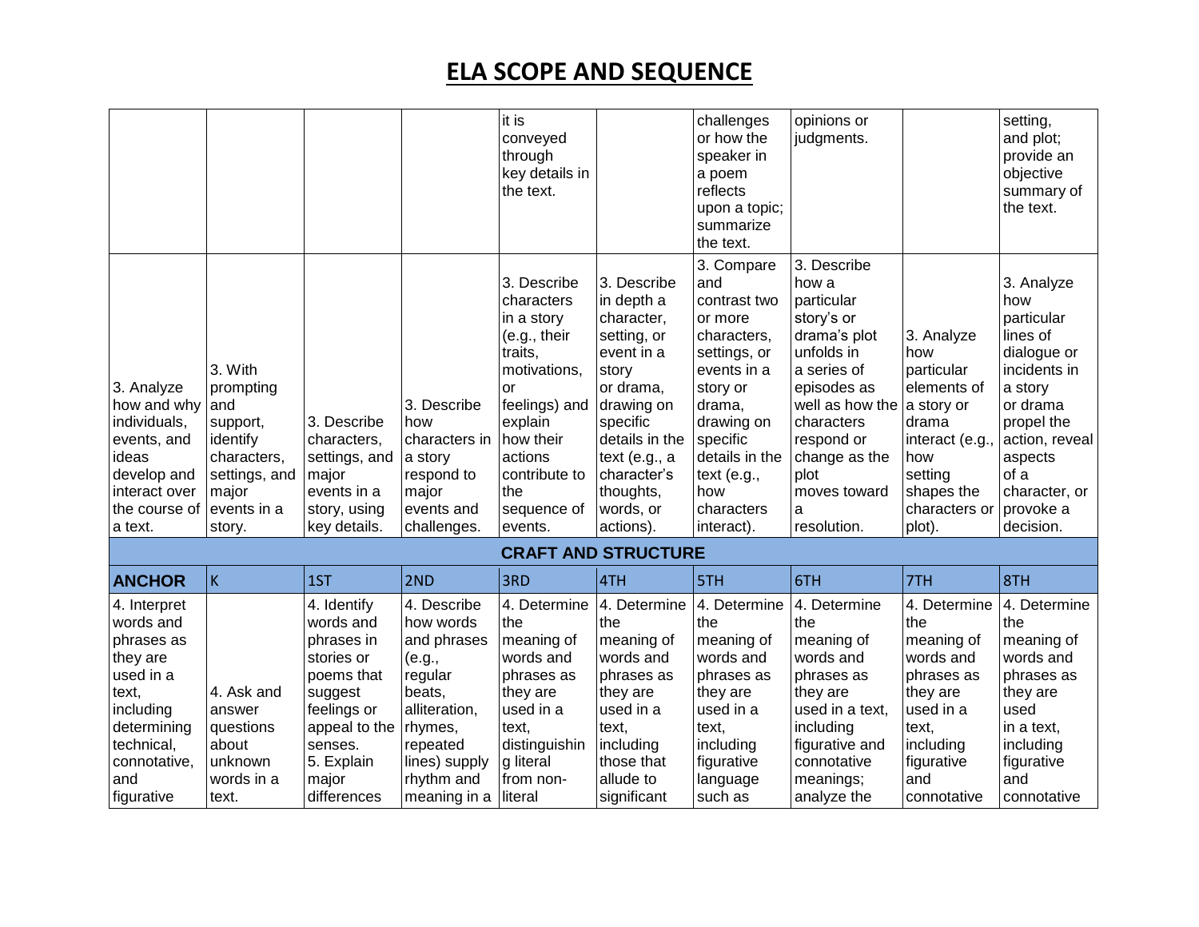# ELA SCOPE AND SEQUENCE

| | | | | | | | | | |
|---|---|---|---|---|---|---|---|---|---|
| | | | | it is conveyed through key details in the text. | | challenges or how the speaker in a poem reflects upon a topic; summarize the text. | opinions or judgments. | | setting, and plot; provide an objective summary of the text. |
| 3. Analyze how and why individuals, events, and ideas develop and interact over the course of a text. | 3. With prompting and support, identify characters, settings, and major events in a story. | 3. Describe characters, settings, and major events in a story, using key details. | 3. Describe how characters in a story respond to major events and challenges. | 3. Describe characters in a story (e.g., their traits, motivations, or feelings) and explain how their actions contribute to the sequence of events. | 3. Describe in depth a character, setting, or event in a story or drama, drawing on specific details in the text (e.g., a character's thoughts, words, or actions). | 3. Compare and contrast two or more characters, settings, or events in a story or drama, drawing on specific details in the text (e.g., how characters interact). | 3. Describe how a particular story's or drama's plot unfolds in a series of episodes as well as how the characters respond or change as the plot moves toward a resolution. | 3. Analyze how particular elements of a story or drama interact (e.g., how setting shapes the characters or plot). | 3. Analyze how particular lines of dialogue or incidents in a story or drama propel the action, reveal aspects of a character, or provoke a decision. |
| **CRAFT AND STRUCTURE** | | | | | | | | | |
| **ANCHOR** | K | 1ST | 2ND | 3RD | 4TH | 5TH | 6TH | 7TH | 8TH |
| 4. Interpret words and phrases as they are used in a text, including determining technical, connotative, and figurative | 4. Ask and answer questions about unknown words in a text. | 4. Identify words and phrases in stories or poems that suggest feelings or appeal to the senses.<br>5. Explain major differences | 4. Describe how words and phrases (e.g., regular beats, alliteration, rhymes, repeated lines) supply rhythm and meaning in a | 4. Determine the meaning of words and phrases as they are used in a text, distinguishing literal from non-literal | 4. Determine the meaning of words and phrases as they are used in a text, including those that allude to significant | 4. Determine the meaning of words and phrases as they are used in a text, including figurative language such as | 4. Determine the meaning of words and phrases as they are used in a text, including figurative and connotative meanings; analyze the | 4. Determine the meaning of words and phrases as they are used in a text, including figurative and connotative | 4. Determine the meaning of words and phrases as they are used in a text, including figurative and connotative |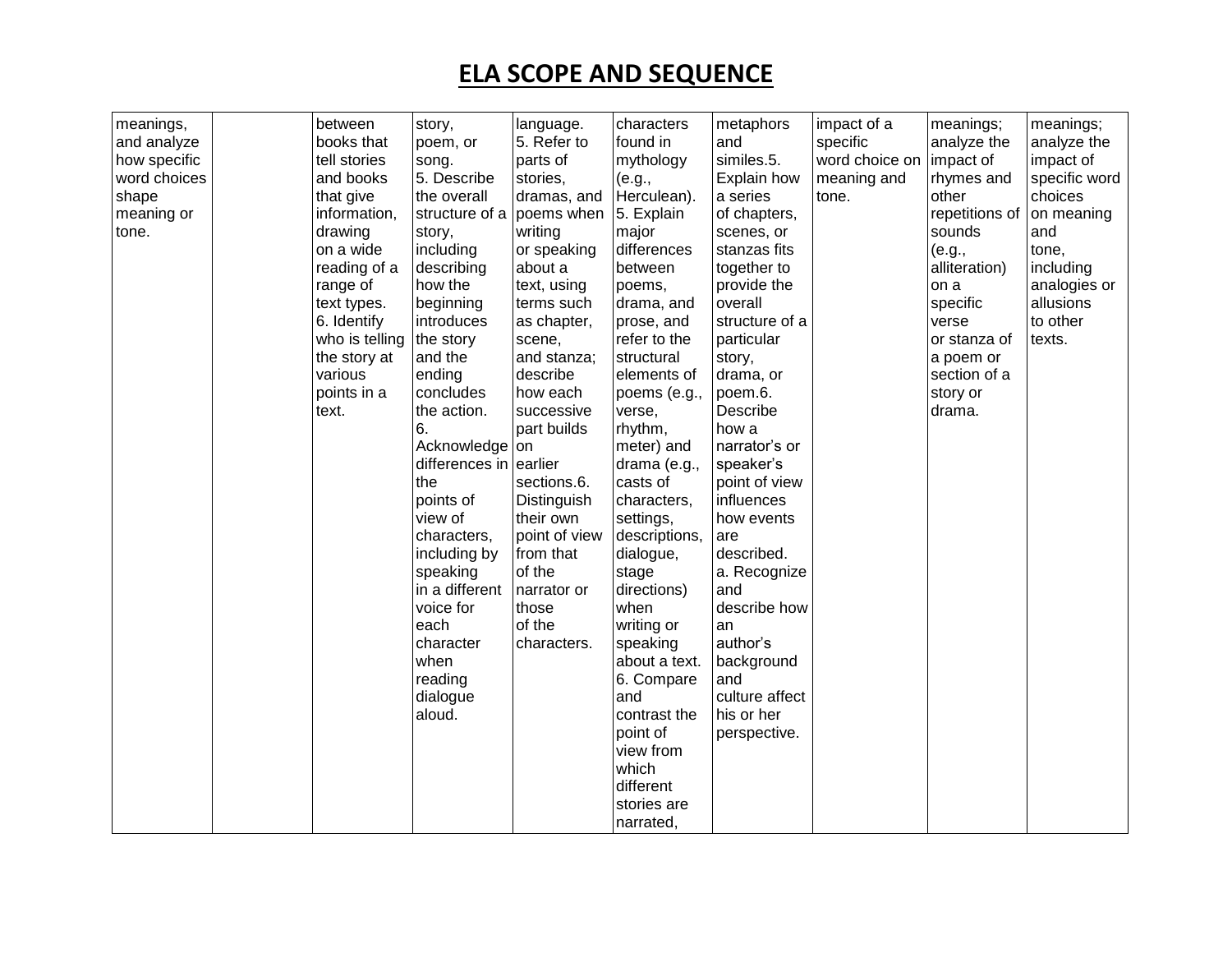# ELA SCOPE AND SEQUENCE

| | | | | | | | | | |
|---|---|---|---|---|---|---|---|---|---|
| meanings, and analyze how specific word choices shape meaning or tone. | | between books that tell stories and books that give information, drawing on a wide reading of a range of text types. 6. Identify who is telling the story at various points in a text. | story, poem, or song. 5. Describe the overall structure of a story, including describing how the beginning introduces the story and the ending concludes the action. 6. Acknowledge differences in the points of view of characters, including by speaking in a different voice for each character when reading dialogue aloud. | language. 5. Refer to parts of stories, dramas, and poems when writing or speaking about a text, using terms such as chapter, scene, and stanza; describe how each successive part builds on earlier sections.6. Distinguish their own point of view from that of the narrator or those of the characters. | characters found in mythology (e.g., Herculean). 5. Explain major differences between poems, drama, and prose, and refer to the structural elements of poems (e.g., verse, rhythm, meter) and drama (e.g., casts of characters, settings, descriptions, dialogue, stage directions) when writing or speaking about a text. 6. Compare and contrast the point of view from which different stories are narrated, | metaphors and similes.5. Explain how a series of chapters, scenes, or stanzas fits together to provide the overall structure of a particular story, drama, or poem.6. Describe how a narrator's or speaker's point of view influences how events are described. a. Recognize and describe how an author's background and culture affect his or her perspective. | impact of a specific word choice on meaning and tone. | meanings; analyze the impact of rhymes and other repetitions of sounds (e.g., alliteration) on a specific verse or stanza of a poem or section of a story or drama. | meanings; analyze the impact of specific word choices on meaning and tone, including analogies or allusions to other texts. |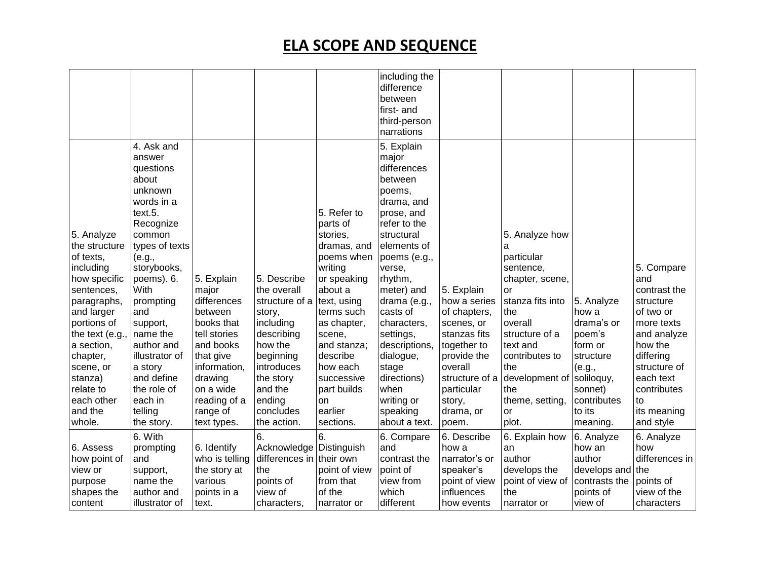# ELA SCOPE AND SEQUENCE

| | | | | | | | | | |
|---|---|---|---|---|---|---|---|---|---|
| | | | | | including the difference between first- and third-person narrations | | | | |
| 5. Analyze the structure of texts, including how specific sentences, paragraphs, and larger portions of the text (e.g., a section, chapter, scene, or stanza) relate to each other and the whole. | 4. Ask and answer questions about unknown words in a text.5. Recognize common types of texts (e.g., storybooks, poems). 6. With prompting and support, name the author and illustrator of a story and define the role of each in telling the story. | 5. Explain major differences between books that tell stories and books that give information, drawing on a wide reading of a range of text types. | 5. Describe the overall structure of a story, including describing how the beginning introduces the story and the ending concludes the action. | 5. Refer to parts of stories, dramas, and poems when writing or speaking about a text, using terms such as chapter, scene, and stanza; describe how each successive part builds on earlier sections. | 5. Explain major differences between poems, drama, and prose, and refer to the structural elements of poems (e.g., verse, rhythm, meter) and drama (e.g., casts of characters, settings, descriptions, dialogue, stage directions) when writing or speaking about a text. | 5. Explain how a series of chapters, scenes, or stanzas fits together to provide the overall structure of a particular story, drama, or poem. | 5. Analyze how a particular sentence, chapter, scene, or stanza fits into the overall structure of a text and contributes to the development of the theme, setting, or plot. | 5. Analyze how a drama's or poem's form or structure (e.g., soliloquy, sonnet) contributes to its meaning. | 5. Compare and contrast the structure of two or more texts and analyze how the differing structure of each text contributes to its meaning and style |
| 6. Assess how point of view or purpose shapes the content | 6. With prompting and support, name the author and illustrator of | 6. Identify who is telling the story at various points in a text. | 6. Acknowledge differences in the points of view of characters, | 6. Distinguish their own point of view from that of the narrator or | 6. Compare and contrast the point of view from which different | 6. Describe how a narrator's or speaker's point of view influences how events | 6. Explain how an author develops the point of view of the narrator or | 6. Analyze how an author develops and contrasts the points of view of | 6. Analyze how differences in the points of view of the characters |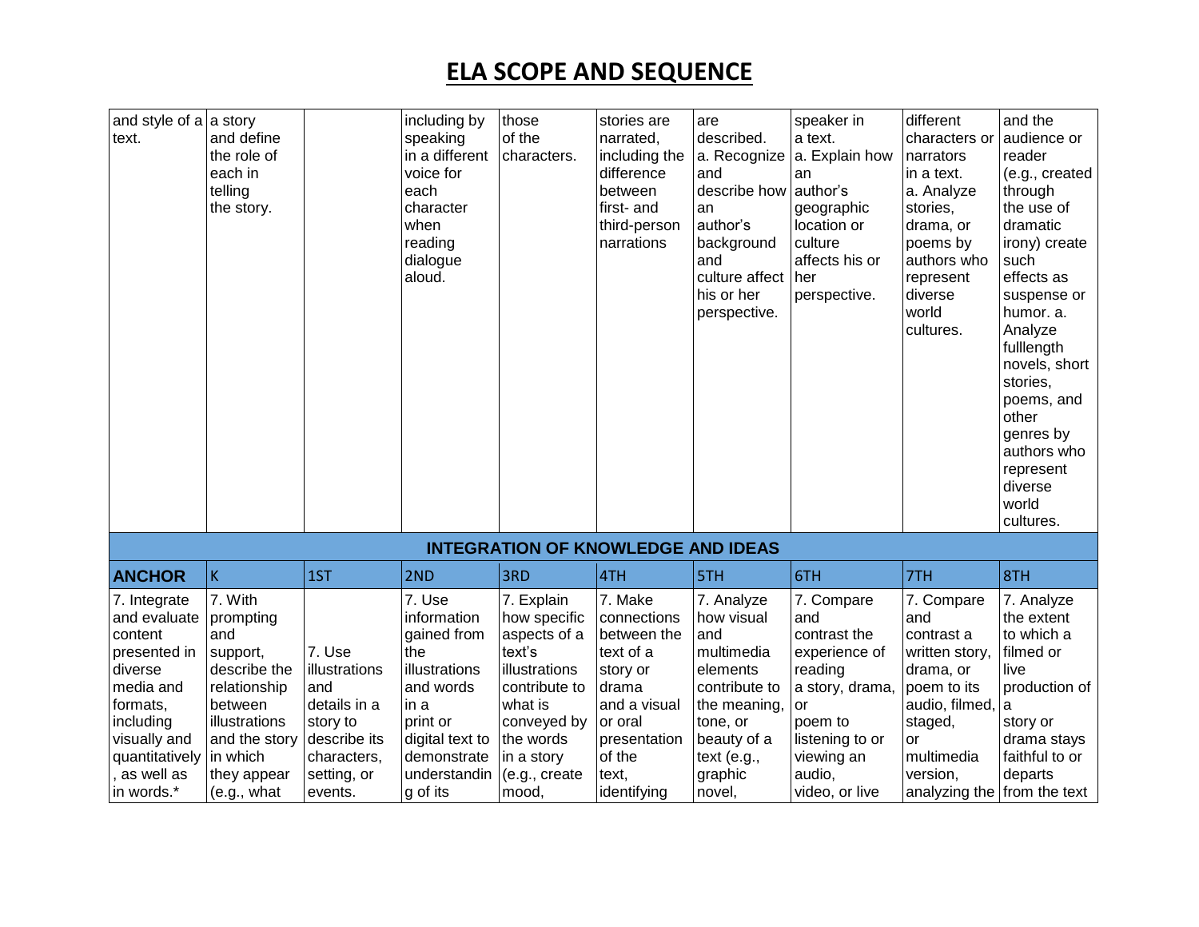# ELA SCOPE AND SEQUENCE

| | | | | | | | | | |
|---|---|---|---|---|---|---|---|---|---|
| and style of a text. | a story and define the role of each in telling the story. | | including by speaking in a different voice for each character when reading dialogue aloud. | those of the characters. | stories are narrated, including the difference between first- and third-person narrations | are described. a. Recognize and describe how an author's background and culture affect his or her perspective. | speaker in a text. a. Explain how an author's geographic location or culture affects his or her perspective. | different characters or narrators in a text. a. Analyze stories, drama, or poems by authors who represent diverse world cultures. | and the audience or reader (e.g., created through the use of dramatic irony) create such effects as suspense or humor. a. Analyze fulllength novels, short stories, poems, and other genres by authors who represent diverse world cultures. |
| **INTEGRATION OF KNOWLEDGE AND IDEAS** | | | | | | | | | |
| **ANCHOR** | K | 1ST | 2ND | 3RD | 4TH | 5TH | 6TH | 7TH | 8TH |
| 7. Integrate and evaluate content presented in diverse media and formats, including visually and quantitatively, as well as in words.* | 7. With prompting and support, describe the relationship between illustrations and the story in which they appear (e.g., what | 7. Use illustrations and details in a story to describe its characters, setting, or events. | 7. Use information gained from the illustrations and words in a print or digital text to demonstrate understanding of its | 7. Explain how specific aspects of a text's illustrations contribute to what is conveyed by the words in a story (e.g., create mood, | 7. Make connections between the text of a story or drama and a visual or oral presentation of the text, identifying | 7. Analyze how visual and multimedia elements contribute to the meaning, tone, or beauty of a text (e.g., graphic novel, | 7. Compare and contrast the experience of reading a story, drama, or poem to listening to or viewing an audio, video, or live | 7. Compare and contrast a written story, drama, or poem to its audio, filmed, staged, or multimedia version, analyzing the | 7. Analyze the extent to which a filmed or live production of a story or drama stays faithful to or departs from the text |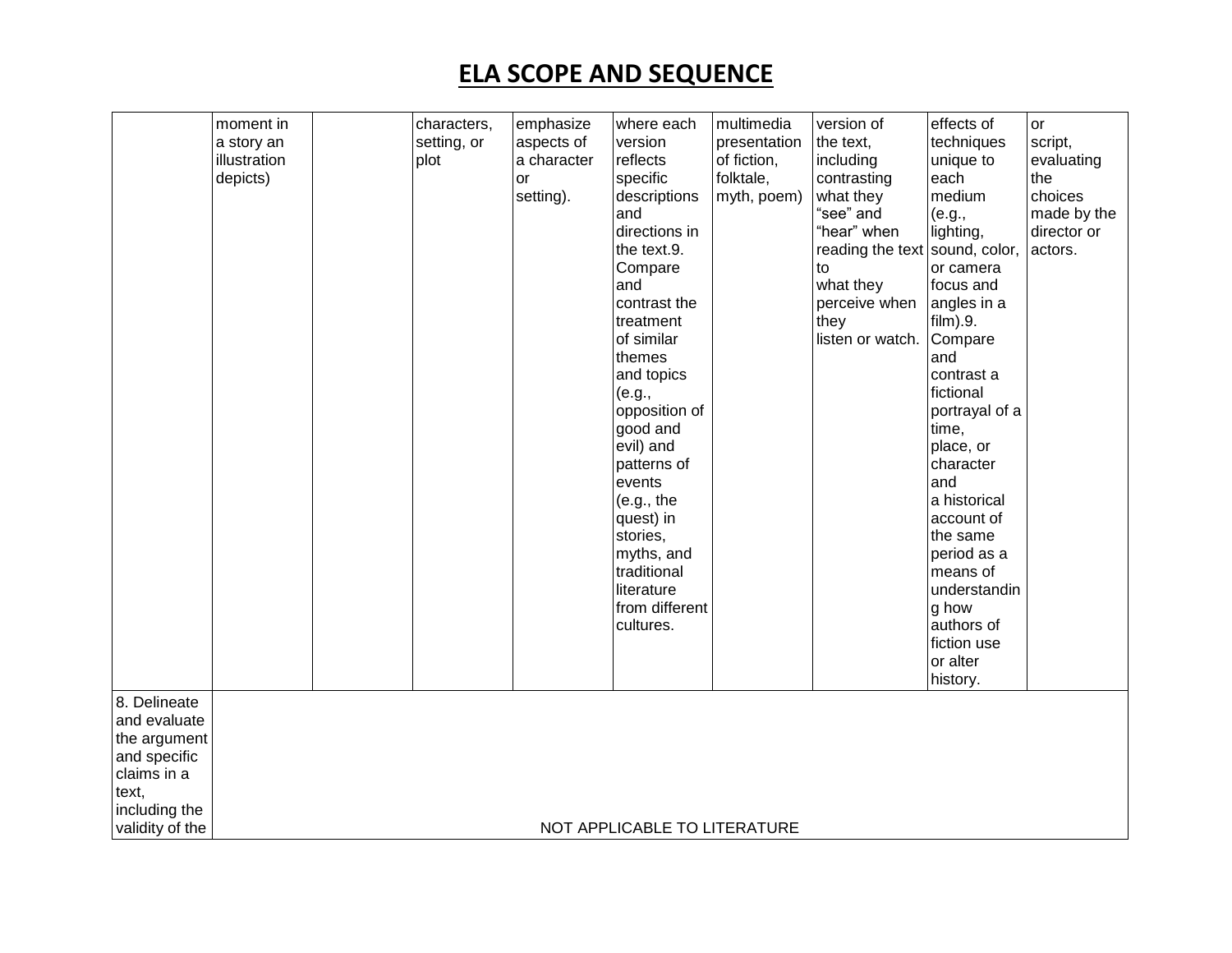# ELA SCOPE AND SEQUENCE

| | | | | | | | | | |
|---|---|---|---|---|---|---|---|---|---|
| | moment in a story an illustration depicts) | | characters, setting, or plot | emphasize aspects of a character or setting). | where each version reflects specific descriptions and directions in the text.9. Compare and contrast the treatment of similar themes and topics (e.g., opposition of good and evil) and patterns of events (e.g., the quest) in stories, myths, and traditional literature from different cultures. | multimedia presentation of fiction, folktale, myth, poem) | version of the text, including contrasting what they "see" and "hear" when reading the text to what they perceive when they listen or watch. | effects of techniques unique to each medium (e.g., lighting, sound, color, or camera focus and angles in a film).9. Compare and contrast a fictional portrayal of a time, place, or character and a historical account of the same period as a means of understanding how authors of fiction use or alter history. | or script, evaluating the choices made by the director or actors. |
| 8. Delineate and evaluate the argument and specific claims in a text, including the validity of the | NOT APPLICABLE TO LITERATURE | | | | | | | | |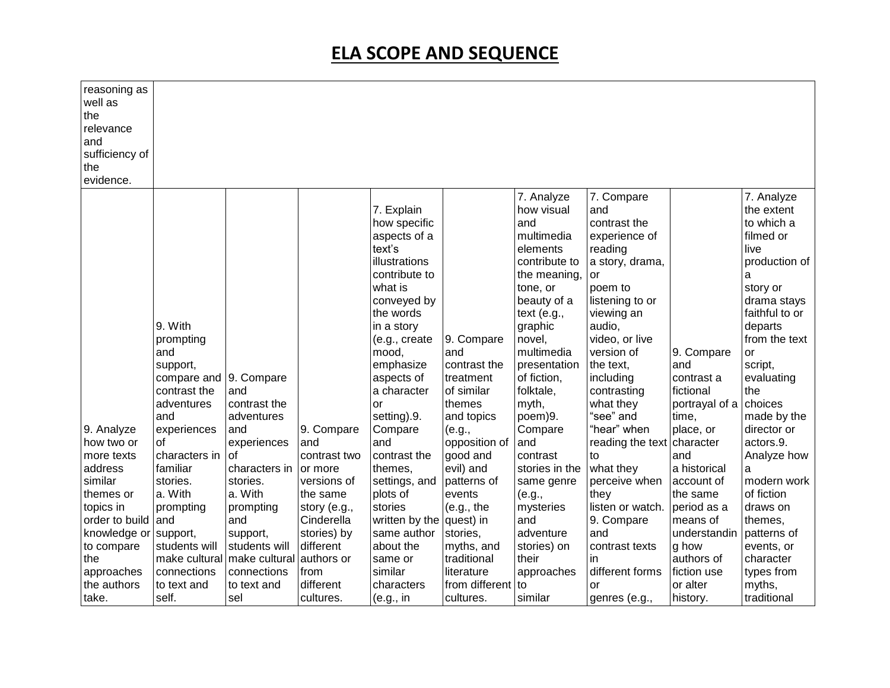# ELA SCOPE AND SEQUENCE

| | | | | | | | | | |
|---|---|---|---|---|---|---|---|---|---|
| reasoning as well as the relevance and sufficiency of the evidence. | | | | | | | | | |
| 9. Analyze how two or more texts address similar themes or topics in order to build knowledge or to compare the approaches the authors take. | 9. With prompting and support, compare and contrast the adventures and experiences of characters in familiar stories. a. With prompting and support, students will make cultural connections to text and self. | 9. Compare and contrast the adventures and experiences of characters in stories. a. With prompting and support, students will make cultural connections to text and sel | 9. Compare and contrast two or more versions of the same story (e.g., Cinderella stories) by different authors or from different cultures. | 7. Explain how specific aspects of a text's illustrations contribute to what is conveyed by the words in a story (e.g., create mood, emphasize aspects of a character or setting).9. Compare and contrast the themes, settings, and plots of stories written by the same author about the same or similar characters (e.g., in | 9. Compare and contrast the treatment of similar themes and topics (e.g., opposition of good and evil) and patterns of events (e.g., the quest) in stories, myths, and traditional literature from different cultures. | 7. Analyze how visual and multimedia elements contribute to the meaning, tone, or beauty of a text (e.g., graphic novel, multimedia presentation of fiction, folktale, myth, poem)9. Compare and contrast stories in the same genre (e.g., mysteries and adventure stories) on their approaches to similar | 7. Compare and contrast the experience of reading a story, drama, or poem to listening to or viewing an audio, video, or live version of the text, including contrasting what they "see" and "hear" when reading the text to what they perceive when they listen or watch. 9. Compare and contrast texts in different forms or genres (e.g., | 9. Compare and contrast a fictional portrayal of a time, place, or character and a historical account of the same period as a means of understanding how authors of fiction use or alter history. | 7. Analyze the extent to which a filmed or live production of a story or drama stays faithful to or departs from the text or script, evaluating the choices made by the director or actors.9. Analyze how a modern work of fiction draws on themes, patterns of events, or character types from myths, traditional |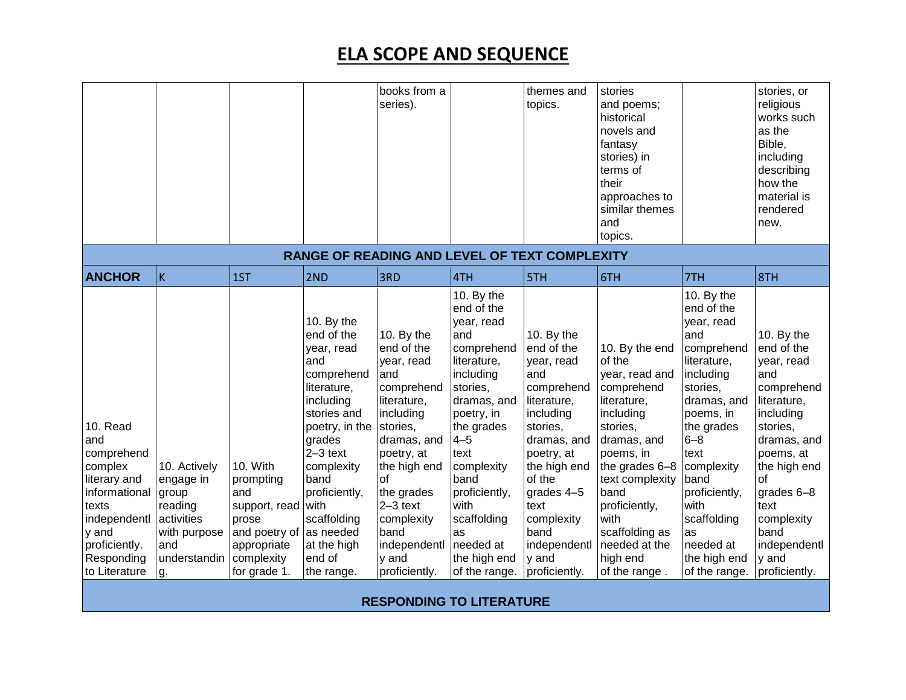# ELA SCOPE AND SEQUENCE

| | | | | | | | | | |
|---|---|---|---|---|---|---|---|---|---|
| | | | | books from a series). | | themes and topics. | stories and poems; historical novels and fantasy stories) in terms of their approaches to similar themes and topics. | | stories, or religious works such as the Bible, including describing how the material is rendered new. |

| RANGE OF READING AND LEVEL OF TEXT COMPLEXITY | | | | | | | | | |
|---|---|---|---|---|---|---|---|---|---|
| **ANCHOR** | K | 1ST | 2ND | 3RD | 4TH | 5TH | 6TH | 7TH | 8TH |
| 10. Read and comprehend complex literary and informational texts independently and proficiently. Responding to Literature | 10. Actively engage in group reading activities with purpose and understanding. | 10. With prompting and support, read prose and poetry of appropriate complexity for grade 1. | 10. By the end of the year, read and comprehend literature, including stories and poetry, in the grades 2–3 text complexity band proficiently, with scaffolding as needed at the high end of the range. | 10. By the end of the year, read and comprehend literature, including stories, dramas, and poetry, at the high end of the grades 2–3 text complexity band independently and proficiently. | 10. By the end of the year, read and comprehend literature, including stories, dramas, and poetry, in the grades 4–5 text complexity band proficiently, with scaffolding as needed at the high end of the range. | 10. By the end of the year, read and comprehend literature, including stories, dramas, and poetry, at the high end of the grades 4–5 text complexity band independently and proficiently. | 10. By the end of the year, read and comprehend literature, including stories, dramas, and poems, in the grades 6–8 text complexity band proficiently, with scaffolding as needed at the high end of the range . | 10. By the end of the year, read and comprehend literature, including stories, dramas, and poems, in the grades 6–8 text complexity band proficiently, with scaffolding as needed at the high end of the range. | 10. By the end of the year, read and comprehend literature, including stories, dramas, and poems, at the high end of grades 6–8 text complexity band independently and proficiently. |

**RESPONDING TO LITERATURE**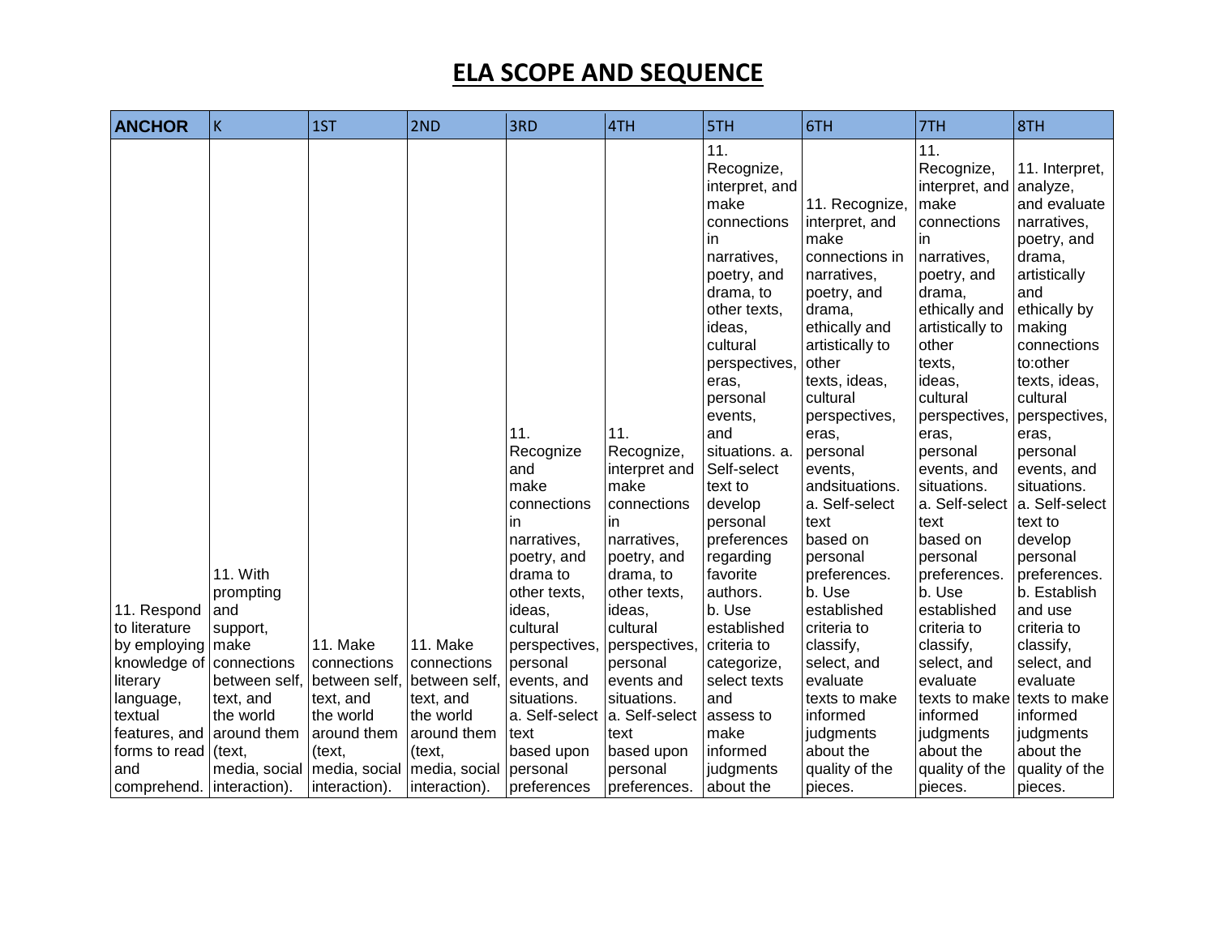# ELA SCOPE AND SEQUENCE

| ANCHOR | K | 1ST | 2ND | 3RD | 4TH | 5TH | 6TH | 7TH | 8TH |
|---|---|---|---|---|---|---|---|---|---|
| 11. Respond to literature by employing knowledge of literary language, textual features, and forms to read and comprehend. | 11. With prompting and support, make connections between self, text, and the world around them (text, media, social interaction). | 11. Make connections between self, text, and the world around them (text, media, social interaction). | 11. Make connections between self, text, and the world around them (text, media, social interaction). | 11. Recognize and make connections in narratives, poetry, and drama to other texts, ideas, cultural perspectives, personal events, and situations. a. Self-select text based upon personal preferences | 11. Recognize, interpret and make connections in narratives, poetry, and drama, to other texts, ideas, cultural perspectives, personal events and situations. a. Self-select text based upon personal preferences. | 11. Recognize, interpret, and make connections in narratives, poetry, and drama, to other texts, ideas, cultural perspectives, eras, personal events, and situations. a. Self-select text to develop personal preferences regarding favorite authors. b. Use established criteria to categorize, select texts and assess to make informed judgments about the | 11. Recognize, interpret, and make connections in narratives, poetry, and drama, ethically and artistically to other texts, ideas, cultural perspectives, eras, personal events, andsituations. a. Self-select text based on personal preferences. b. Use established criteria to classify, select, and evaluate texts to make informed judgments about the quality of the pieces. | 11. Recognize, interpret, and make connections in narratives, poetry, and drama, ethically and artistically to other texts, ideas, cultural perspectives, eras, personal events, and situations. a. Self-select text based on personal preferences. b. Use established criteria to classify, select, and evaluate texts to make informed judgments about the quality of the pieces. | 11. Interpret, analyze, and evaluate narratives, poetry, and drama, artistically and ethically by making connections to:other texts, ideas, cultural perspectives, eras, personal events, and situations. a. Self-select text to develop personal preferences. b. Establish and use criteria to classify, select, and evaluate texts to make informed judgments about the quality of the pieces. |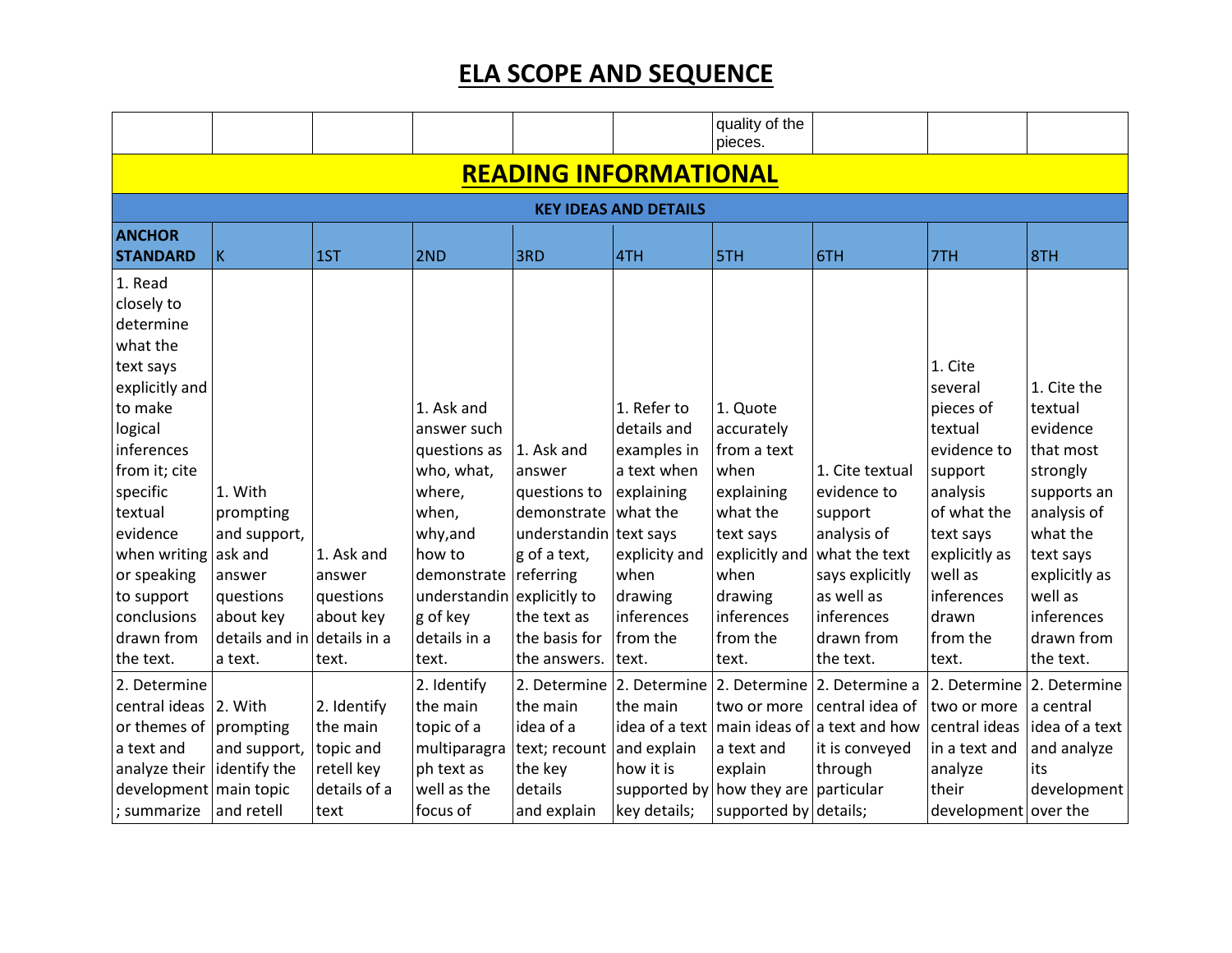# ELA SCOPE AND SEQUENCE

| | | | | | | | | | |
|---|---|---|---|---|---|---|---|---|---|
| | | | | | | quality of the pieces. | | | |

## READING INFORMATIONAL

### KEY IDEAS AND DETAILS

| ANCHOR STANDARD | K | 1ST | 2ND | 3RD | 4TH | 5TH | 6TH | 7TH | 8TH |
|---|---|---|---|---|---|---|---|---|---|
| 1. Read closely to determine what the text says explicitly and to make logical inferences from it; cite specific textual evidence when writing or speaking to support conclusions drawn from the text. | 1. With prompting and support, ask and answer questions about key details and in a text. | 1. Ask and answer questions about key details in a text. | 1. Ask and answer such questions as who, what, where, when, why,and how to demonstrate understanding of key details in a text. | 1. Ask and answer questions to demonstrate understanding of a text, referring explicitly to the text as the basis for the answers. | 1. Refer to details and examples in a text when explaining what the text says explicity and when drawing inferences from the text. | 1. Quote accurately from a text when explaining what the text says explicitly and when drawing inferences from the text. | 1. Cite textual evidence to support analysis of what the text says explicitly as well as inferences drawn from the text. | 1. Cite several pieces of textual evidence to support analysis of what the text says explicitly as well as inferences drawn from the text. | 1. Cite the textual evidence that most strongly supports an analysis of what the text says explicitly as well as inferences drawn from the text. |
| 2. Determine central ideas or themes of a text and analyze their development; summarize | 2. With prompting and support, identify the main topic and retell | 2. Identify the main topic and retell key details of a text | 2. Identify the main topic of a multiparagraph text as well as the focus of | 2. Determine the main idea of a text; recount the key details and explain | 2. Determine the main idea of a text and explain how it is supported by key details; | 2. Determine two or more main ideas of a text and explain how they are supported by | 2. Determine a central idea of a text and how it is conveyed through particular details; | 2. Determine two or more central ideas in a text and analyze their development | 2. Determine a central idea of a text and analyze its development over the |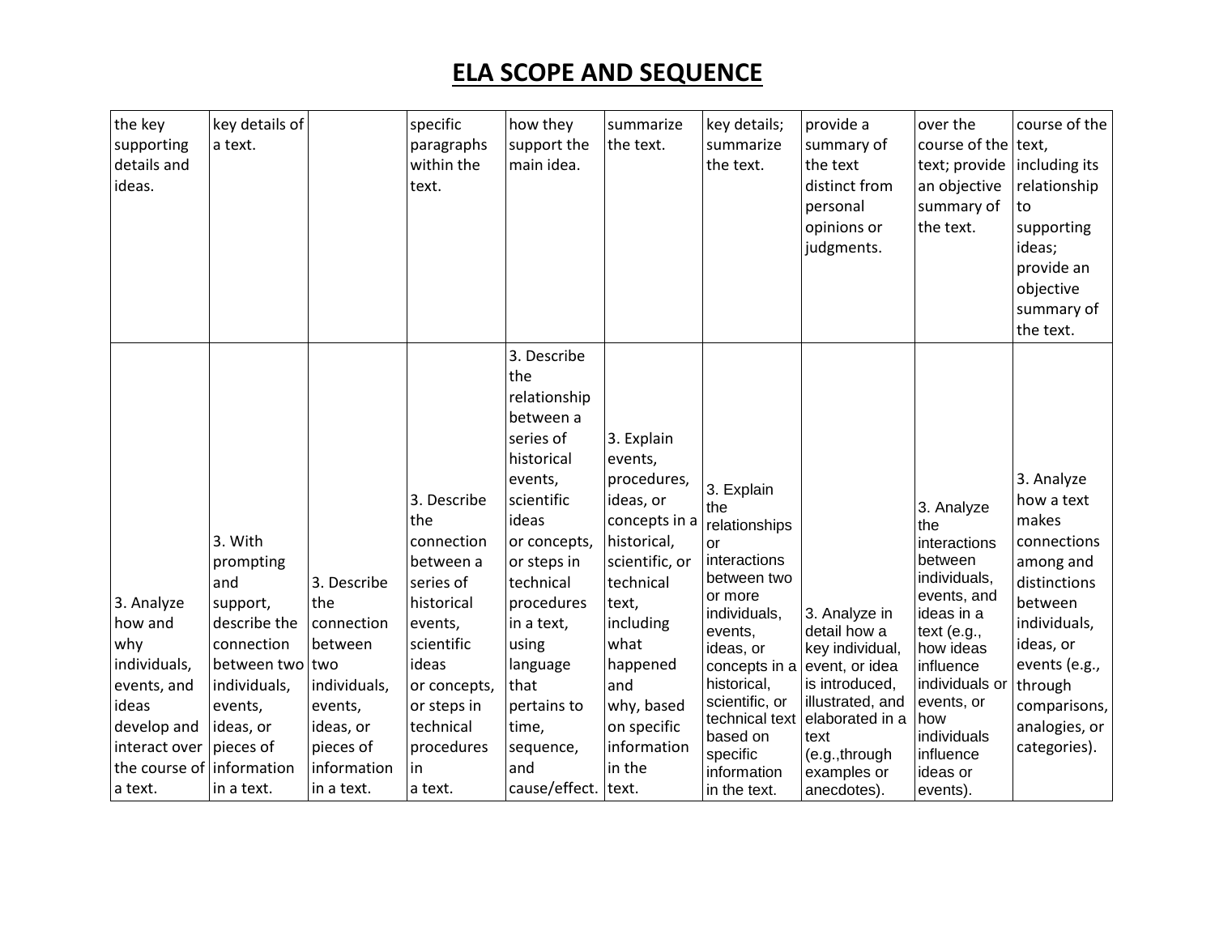# ELA SCOPE AND SEQUENCE

| | | | | | | | | | |
|---|---|---|---|---|---|---|---|---|---|
| the key supporting details and ideas. | key details of a text. | | specific paragraphs within the text. | how they support the main idea. | summarize the text. | key details; summarize the text. | provide a summary of the text distinct from personal opinions or judgments. | over the course of the text; provide an objective summary of the text. | course of the text, including its relationship to supporting ideas; provide an objective summary of the text. |
| 3. Analyze how and why individuals, events, and ideas develop and interact over the course of a text. | 3. With prompting and support, describe the connection between two individuals, events, ideas, or pieces of information in a text. | 3. Describe the connection between two individuals, events, ideas, or pieces of information in a text. | 3. Describe the connection between a series of historical events, scientific ideas or concepts, or steps in technical procedures in a text. | 3. Describe the relationship between a series of historical events, scientific ideas or concepts, or steps in technical procedures in a text, using language that pertains to time, sequence, and cause/effect. | 3. Explain events, procedures, ideas, or concepts in a historical, scientific, or technical text, including what happened and why, based on specific information in the text. | 3. Explain the relationships or interactions between two or more individuals, events, ideas, or concepts in a historical, scientific, or technical text based on specific information in the text. | 3. Analyze in detail how a key individual, event, or idea is introduced, illustrated, and elaborated in a text (e.g.,through examples or anecdotes). | 3. Analyze the interactions between individuals, events, and ideas in a text (e.g., how ideas influence individuals or events, or how individuals influence ideas or events). | 3. Analyze how a text makes connections among and distinctions between individuals, ideas, or events (e.g., through comparisons, analogies, or categories). |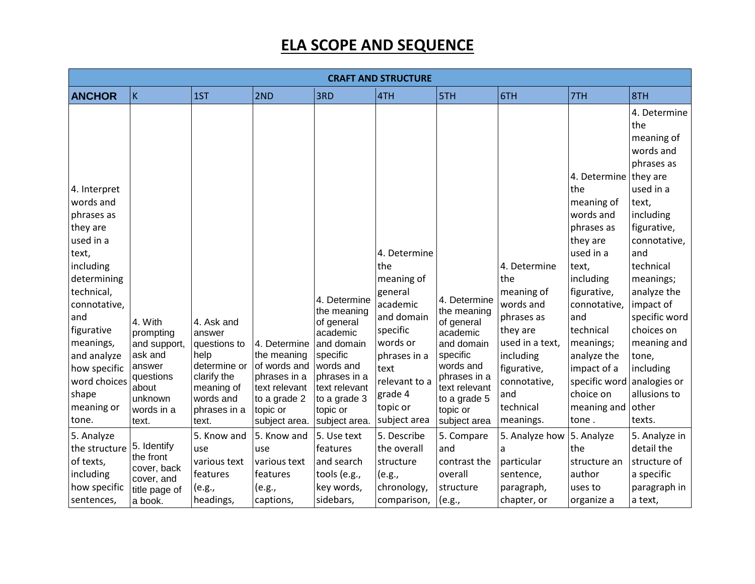# ELA SCOPE AND SEQUENCE

| CRAFT AND STRUCTURE | | | | | | | | | |
|---|---|---|---|---|---|---|---|---|---|
| **ANCHOR** | K | 1ST | 2ND | 3RD | 4TH | 5TH | 6TH | 7TH | 8TH |
| 4. Interpret words and phrases as they are used in a text, including determining technical, connotative, and figurative meanings, and analyze how specific word choices shape meaning or tone. | 4. With prompting and support, ask and answer questions about unknown words in a text. | 4. Ask and answer questions to help determine or clarify the meaning of words and phrases in a text. | 4. Determine the meaning of words and phrases in a text relevant to a grade 2 topic or subject area. | 4. Determine the meaning of general academic and domain specific words and phrases in a text relevant to a grade 3 topic or subject area. | 4. Determine the meaning of general academic and domain specific words or phrases in a text relevant to a grade 4 topic or subject area | 4. Determine the meaning of general academic and domain specific words and phrases in a text relevant to a grade 5 topic or subject area | 4. Determine the meaning of words and phrases as they are used in a text, including figurative, connotative, and technical meanings. | 4. Determine the meaning of words and phrases as they are used in a text, including figurative, connotative, and technical meanings; analyze the impact of a specific word choice on meaning and tone . | 4. Determine the meaning of words and phrases as they are used in a text, including figurative, connotative, and technical meanings; analyze the impact of specific word choices on meaning and tone, including analogies or allusions to other texts. |
| 5. Analyze the structure of texts, including how specific sentences, | 5. Identify the front cover, back cover, and title page of a book. | 5. Know and use various text features (e.g., headings, | 5. Know and use various text features (e.g., captions, | 5. Use text features and search tools (e.g., key words, sidebars, | 5. Describe the overall structure (e.g., chronology, comparison, | 5. Compare and contrast the overall structure (e.g., | 5. Analyze how a particular sentence, paragraph, chapter, or | 5. Analyze the structure an author uses to organize a | 5. Analyze in detail the structure of a specific paragraph in a text, |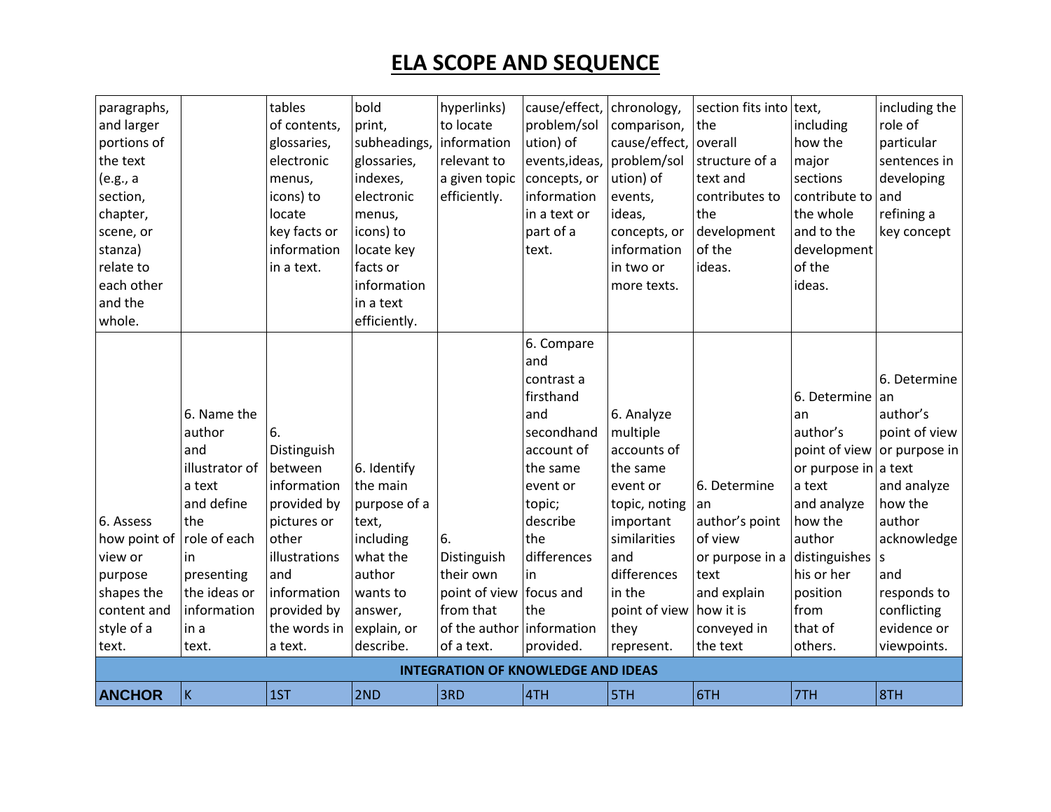# ELA SCOPE AND SEQUENCE

| paragraphs, and larger portions of the text (e.g., a section, chapter, scene, or stanza) relate to each other and the whole. | | tables of contents, glossaries, electronic menus, icons) to locate key facts or information in a text. | bold print, subheadings, glossaries, indexes, electronic menus, icons) to locate key facts or information in a text efficiently. | hyperlinks) to locate information relevant to a given topic efficiently. | cause/effect, problem/solution) of events,ideas, concepts, or information in a text or part of a text. | chronology, comparison, cause/effect, problem/solution) of events, ideas, concepts, or information in two or more texts. | section fits into the overall structure of a text and contributes to the development of the ideas. | text, including how the major sections contribute to the whole and to the development of the ideas. | including the role of particular sentences in developing and refining a key concept |
|---|---|---|---|---|---|---|---|---|---|
| 6. Assess how point of view or purpose shapes the content and style of a text. | 6. Name the author and illustrator of a text and define the role of each in presenting the ideas or information in a text. | 6. Distinguish between information provided by pictures or other illustrations and information provided by the words in a text. | 6. Identify the main purpose of a text, including what the author wants to answer, explain, or describe. | 6. Distinguish their own point of view from that of the author of a text. | 6. Compare and contrast a firsthand and secondhand account of the same event or topic; describe the differences in focus and the information provided. | 6. Analyze multiple accounts of the same event or topic, noting important similarities and differences in the point of view they represent. | 6. Determine an author's point of view or purpose in a text and explain how it is conveyed in the text | 6. Determine an author's point of view or purpose in a text and analyze how the author distinguishes his or her position from that of others. | 6. Determine an author's point of view or purpose in a text and analyze how the author acknowledges and responds to conflicting evidence or viewpoints. |
| **INTEGRATION OF KNOWLEDGE AND IDEAS** | | | | | | | | | |
| **ANCHOR** | K | 1ST | 2ND | 3RD | 4TH | 5TH | 6TH | 7TH | 8TH |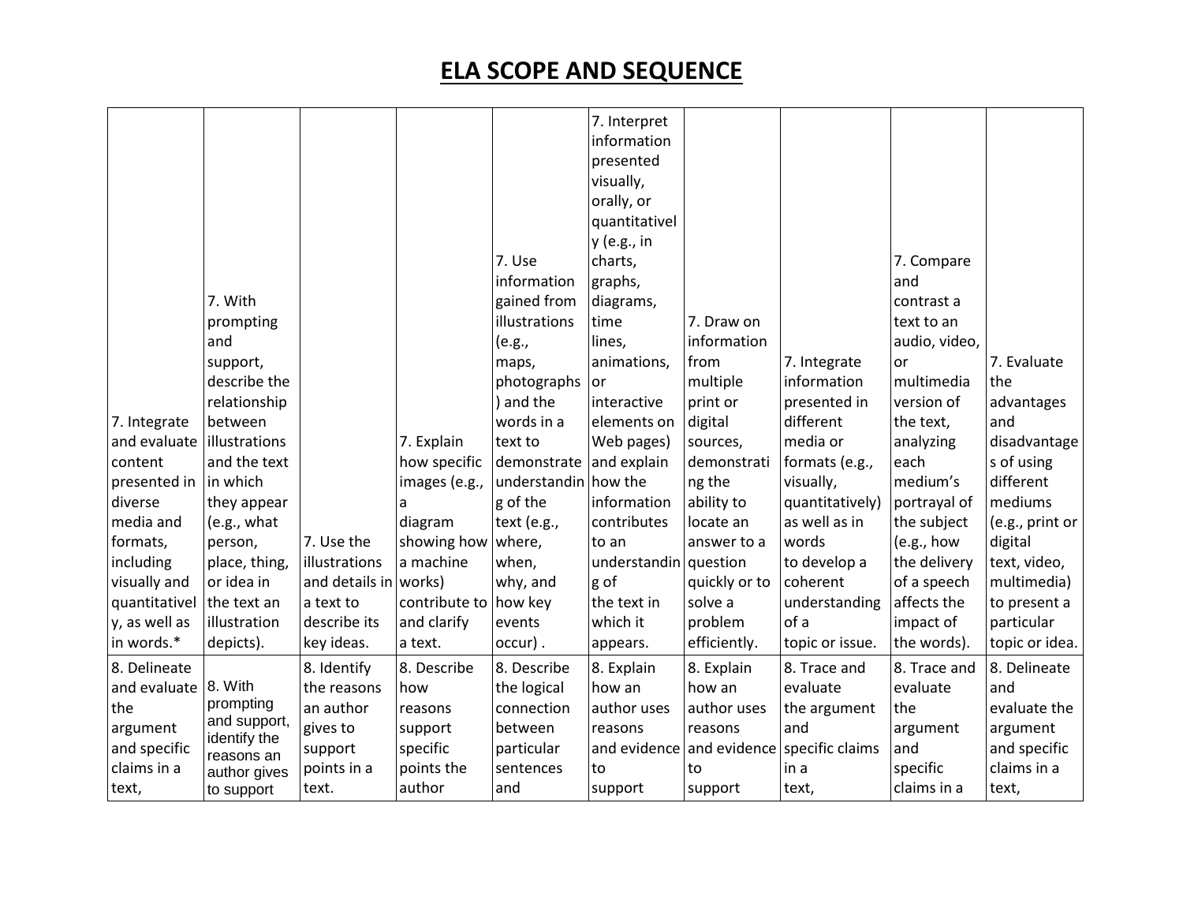# ELA SCOPE AND SEQUENCE

| 7. Integrate and evaluate content presented in diverse media and formats, including visually and quantitatively, as well as in words.* | 7. With prompting and support, describe the relationship between illustrations and the text in which they appear (e.g., what person, place, thing, or idea in the text an illustration depicts). | 7. Use the illustrations and details in a text to describe its key ideas. | 7. Explain how specific images (e.g., a diagram showing how a machine works) contribute to and clarify a text. | 7. Use information gained from illustrations (e.g., maps, photographs) and the words in a text to demonstrate understanding of the text (e.g., where, when, why, and how key events occur) . | 7. Interpret information presented visually, orally, or quantitatively (e.g., in charts, graphs, diagrams, time lines, animations, or interactive elements on Web pages) and explain how the information contributes to an understanding of the text in which it appears. | 7. Draw on information from multiple print or digital sources, demonstrating the ability to locate an answer to a question quickly or to solve a problem efficiently. | 7. Integrate information presented in different media or formats (e.g., visually, quantitatively) as well as in words to develop a coherent understanding of a topic or issue. | 7. Compare and contrast a text to an audio, video, or multimedia version of the text, analyzing each medium's portrayal of the subject (e.g., how the delivery of a speech affects the impact of the words). | 7. Evaluate the advantages and disadvantages of using different mediums (e.g., print or digital text, video, multimedia) to present a particular topic or idea. |
|---|---|---|---|---|---|---|---|---|---|
| 8. Delineate and evaluate the argument and specific claims in a text, | 8. With prompting and support, identify the reasons an author gives to support | 8. Identify the reasons an author gives to support points in a text. | 8. Describe how reasons support specific points the author | 8. Describe the logical connection between particular sentences and | 8. Explain how an author uses reasons and evidence to support | 8. Explain how an author uses reasons and evidence to support | 8. Trace and evaluate the argument and specific claims in a text, | 8. Trace and evaluate the argument and specific claims in a | 8. Delineate and evaluate the argument and specific claims in a text, |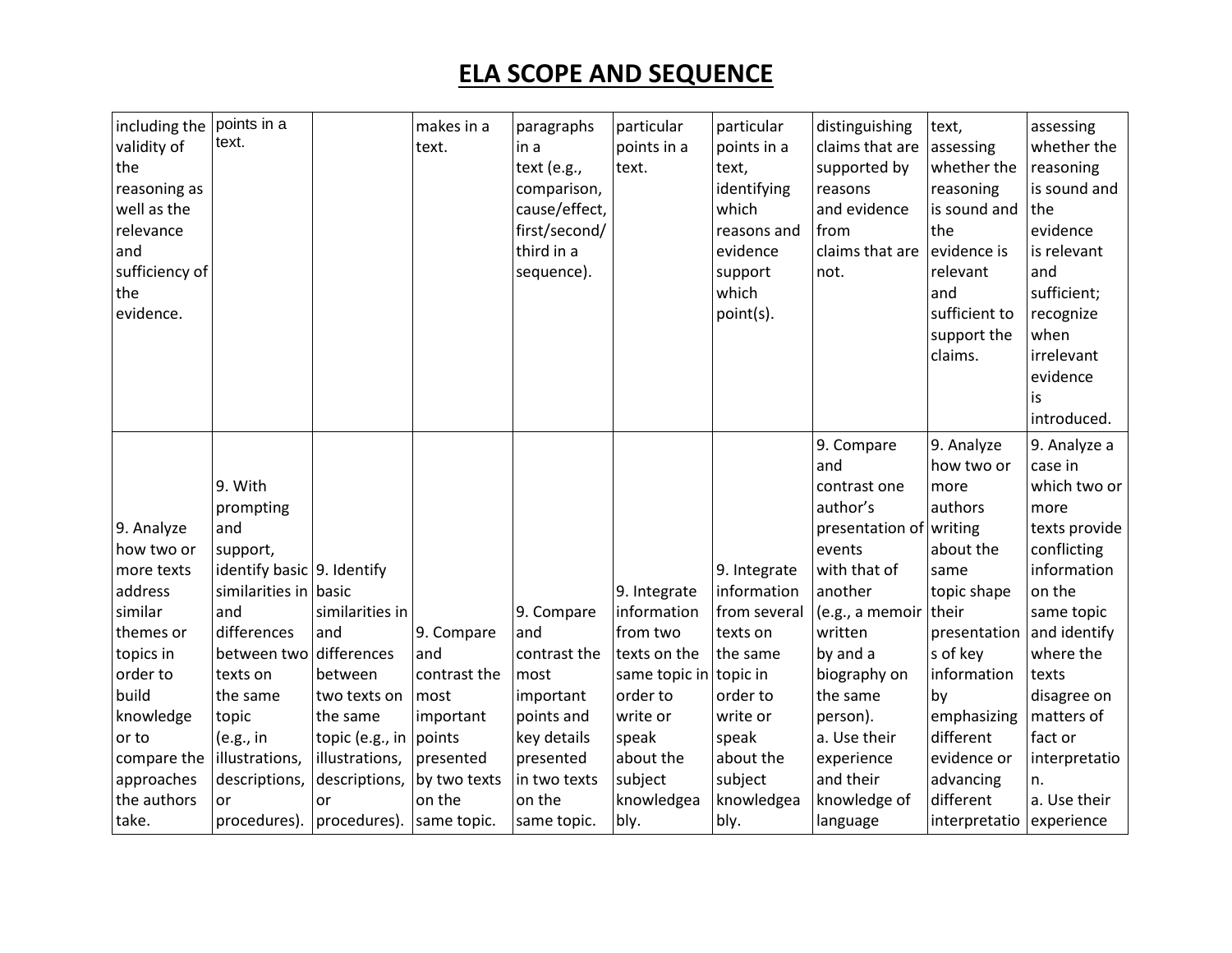# ELA SCOPE AND SEQUENCE

| | | | | | | | | | |
|---|---|---|---|---|---|---|---|---|---|
| including the validity of the reasoning as well as the relevance and sufficiency of the evidence. | points in a text. | | makes in a text. | paragraphs in a text (e.g., comparison, cause/effect, first/second/ third in a sequence). | particular points in a text. | particular points in a text, identifying which reasons and evidence support which point(s). | distinguishing claims that are supported by reasons and evidence from claims that are not. | text, assessing whether the reasoning is sound and the evidence is relevant and sufficient to support the claims. | assessing whether the reasoning is sound and the evidence is relevant and sufficient; recognize when irrelevant evidence is introduced. |
| 9. Analyze how two or more texts address similar themes or topics in order to build knowledge or to compare the approaches the authors take. | 9. With prompting and support, identify basic similarities in and differences between two texts on the same topic (e.g., in illustrations, descriptions, or procedures). | 9. Identify basic similarities in and differences between two texts on the same topic (e.g., in illustrations, descriptions, or procedures). | 9. Compare and contrast the most important points presented by two texts on the same topic. | 9. Compare and contrast the most important points and key details presented in two texts on the same topic. | 9. Integrate information from two texts on the same topic in order to write or speak about the subject knowledgeably. | 9. Integrate information from several texts on the same topic in order to write or speak about the subject knowledgeably. | 9. Compare and contrast one author's presentation of events with that of another (e.g., a memoir written by and a biography on the same person).<br>a. Use their experience and their knowledge of language | 9. Analyze how two or more authors writing about the same topic shape their presentations of key information by emphasizing different evidence or advancing different interpretatio | 9. Analyze a case in which two or more texts provide conflicting information on the same topic and identify where the texts disagree on matters of fact or interpretation.<br>a. Use their experience |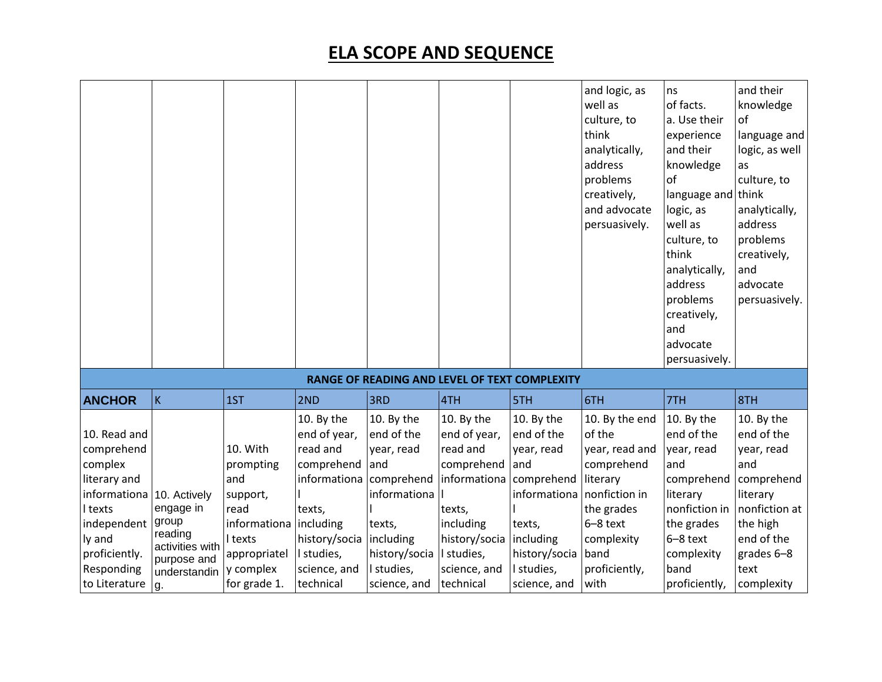# ELA SCOPE AND SEQUENCE

| | | | | | | | | | |
|---|---|---|---|---|---|---|---|---|---|
| | | | | | | | and logic, as well as culture, to think analytically, address problems creatively, and advocate persuasively. | ns of facts. a. Use their experience and their knowledge of language and logic, as well as culture, to think analytically, address problems creatively, and advocate persuasively. | and their knowledge of language and logic, as well as culture, to think analytically, address problems creatively, and advocate persuasively. |
| **RANGE OF READING AND LEVEL OF TEXT COMPLEXITY** | | | | | | | | | |
| **ANCHOR** | K | 1ST | 2ND | 3RD | 4TH | 5TH | 6TH | 7TH | 8TH |
| 10. Read and comprehend complex literary and informational texts independently and proficiently. Responding to Literature | 10. Actively engage in group reading activities with purpose and understanding. | 10. With prompting and support, read informational texts appropriately complex for grade 1. | 10. By the end of year, read and comprehend informational texts, including history/social studies, science, and technical | 10. By the end of the year, read and comprehend informational texts, including history/social studies, science, and | 10. By the end of year, read and comprehend informational texts, including history/social studies, science, and technical | 10. By the end of the year, read and comprehend informational texts, including history/social studies, science, and | 10. By the end of the year, read and comprehend literary nonfiction in the grades 6–8 text complexity band proficiently, with | 10. By the end of the year, read and comprehend literary nonfiction in the grades 6–8 text complexity band proficiently, | 10. By the end of the year, read and comprehend literary nonfiction at the high end of the grades 6–8 text complexity |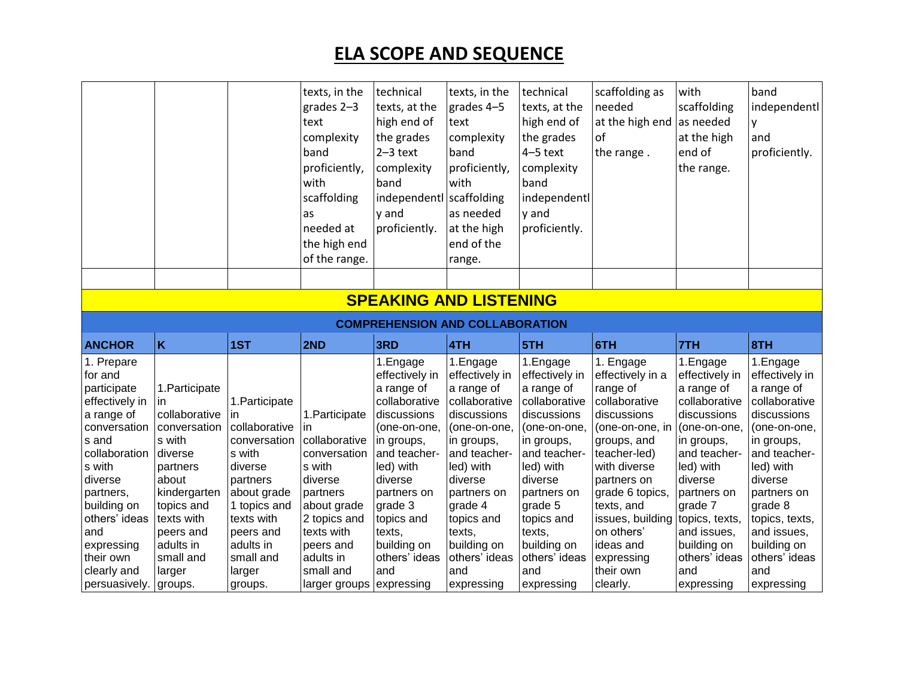# ELA SCOPE AND SEQUENCE

| | | | | | | | | | |
|---|---|---|---|---|---|---|---|---|---|
| | | | texts, in the grades 2–3 text complexity band proficiently, with scaffolding as needed at the high end of the range. | technical texts, at the high end of the grades 2–3 text complexity band independently and proficiently. | texts, in the grades 4–5 text complexity band proficiently, with scaffolding as needed at the high end of the range. | technical texts, at the high end of the grades 4–5 text complexity band independently and proficiently. | scaffolding as needed at the high end of the range . | with scaffolding as needed at the high end of the range. | band independently and proficiently. |
| | | | | | | | | | |

## SPEAKING AND LISTENING

### COMPREHENSION AND COLLABORATION

| ANCHOR | K | 1ST | 2ND | 3RD | 4TH | 5TH | 6TH | 7TH | 8TH |
|---|---|---|---|---|---|---|---|---|---|
| 1. Prepare for and participate effectively in a range of conversations and collaborations with diverse partners, building on others' ideas and expressing their own clearly and persuasively. | 1.Participate in collaborative conversations with diverse partners about kindergarten topics and texts with peers and adults in small and larger groups. | 1.Participate in collaborative conversations with diverse partners about grade 1 topics and texts with peers and adults in small and larger groups. | 1.Participate in collaborative conversations with diverse partners about grade 2 topics and texts with peers and adults in small and larger groups | 1.Engage effectively in a range of collaborative discussions (one-on-one, in groups, and teacher-led) with diverse partners on grade 3 topics and texts, building on others' ideas and expressing | 1.Engage effectively in a range of collaborative discussions (one-on-one, in groups, and teacher-led) with diverse partners on grade 4 topics and texts, building on others' ideas and expressing | 1.Engage effectively in a range of collaborative discussions (one-on-one, in groups, and teacher-led) with diverse partners on grade 5 topics and texts, building on others' ideas and expressing | 1. Engage effectively in a range of collaborative discussions (one-on-one, in groups, and teacher-led) with diverse partners on grade 6 topics, texts, and issues, building on others' ideas and expressing their own clearly. | 1.Engage effectively in a range of collaborative discussions (one-on-one, in groups, and teacher-led) with diverse partners on grade 7 topics, texts, and issues, building on others' ideas and expressing | 1.Engage effectively in a range of collaborative discussions (one-on-one, in groups, and teacher-led) with diverse partners on grade 8 topics, texts, and issues, building on others' ideas and expressing |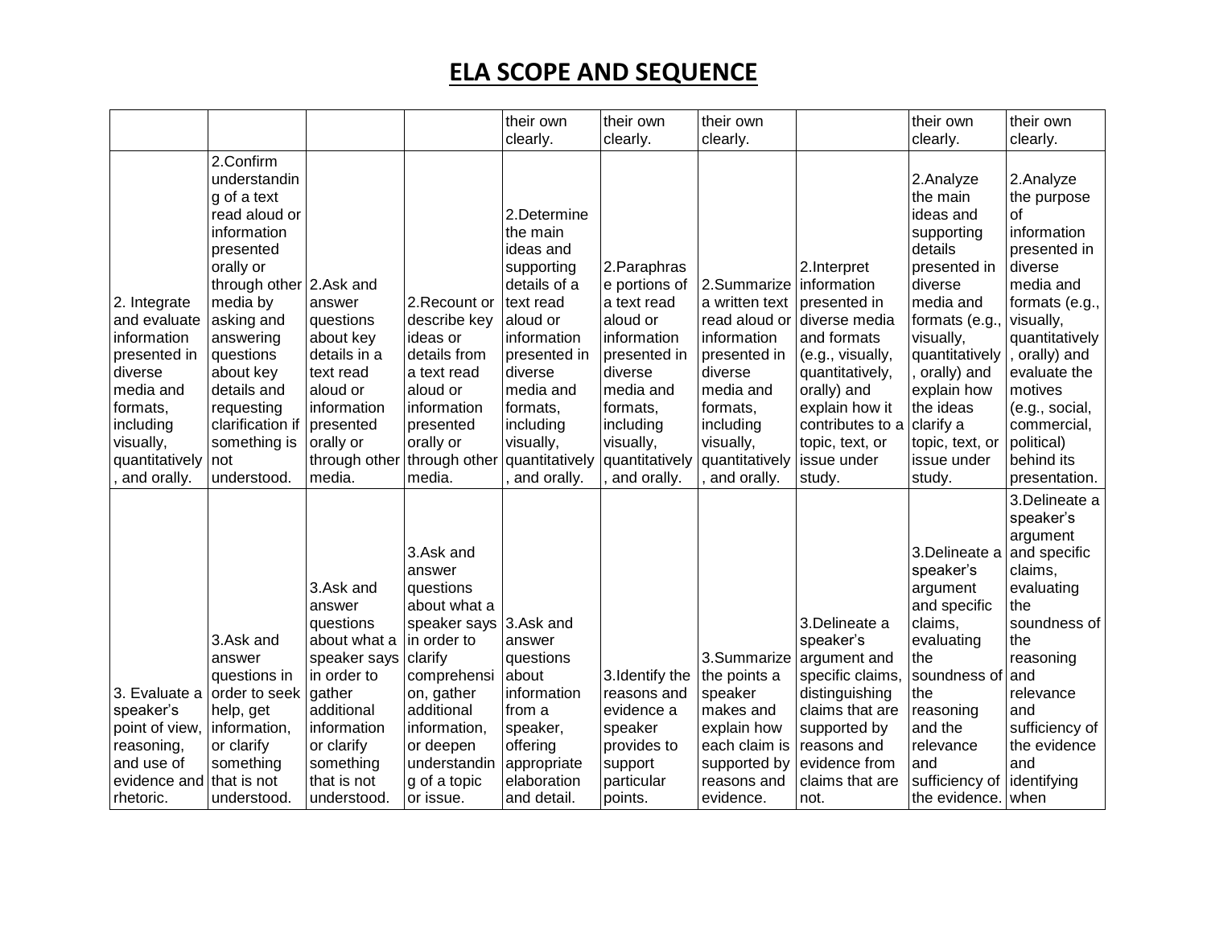# ELA SCOPE AND SEQUENCE

| | | | | | | | | | |
|---|---|---|---|---|---|---|---|---|---|
| | | | | their own clearly. | their own clearly. | their own clearly. | | their own clearly. | their own clearly. |
| 2. Integrate and evaluate information presented in diverse media and formats, including visually, quantitatively, and orally. | 2.Confirm understanding of a text read aloud or information presented orally or through other media by asking and answering questions about key details and requesting clarification if something is not understood. | 2.Ask and answer questions about key details in a text read aloud or information presented orally or through other media. | 2.Recount or describe key ideas or details from a text read aloud or information presented orally or through other media. | 2.Determine the main ideas and supporting details of a text read aloud or information presented in diverse media and formats, including visually, quantitatively, and orally. | 2.Paraphrase portions of a text read aloud or information presented in diverse media and formats, including visually, quantitatively, and orally. | 2.Summarize a written text read aloud or information presented in diverse media and formats, including visually, quantitatively, and orally. | 2.Interpret information presented in diverse media and formats (e.g., visually, quantitatively, orally) and explain how it contributes to a topic, text, or issue under study. | 2.Analyze the main ideas and supporting details presented in diverse media and formats (e.g., visually, quantitatively, orally) and explain how the ideas clarify a topic, text, or issue under study. | 2.Analyze the purpose of information presented in diverse media and formats (e.g., visually, quantitatively, orally) and evaluate the motives (e.g., social, commercial, political) behind its presentation. |
| 3. Evaluate a speaker's point of view, reasoning, and use of evidence and rhetoric. | 3.Ask and answer questions in order to seek help, get information, or clarify something that is not understood. | 3.Ask and answer questions about what a speaker says in order to gather additional information or clarify something that is not understood. | 3.Ask and answer questions about what a speaker says in order to clarify comprehension, gather additional information, or deepen understanding of a topic or issue. | 3.Ask and answer questions about information from a speaker, offering appropriate elaboration and detail. | 3.Identify the reasons and evidence a speaker provides to support particular points. | 3.Summarize the points a speaker makes and explain how each claim is supported by reasons and evidence. | 3.Delineate a speaker's argument and specific claims, distinguishing claims that are supported by reasons and evidence from claims that are not. | 3.Delineate a speaker's argument and specific claims, evaluating the soundness of the reasoning and the relevance and sufficiency of the evidence. | 3.Delineate a speaker's argument and specific claims, evaluating the soundness of the reasoning and relevance and sufficiency of the evidence and identifying when |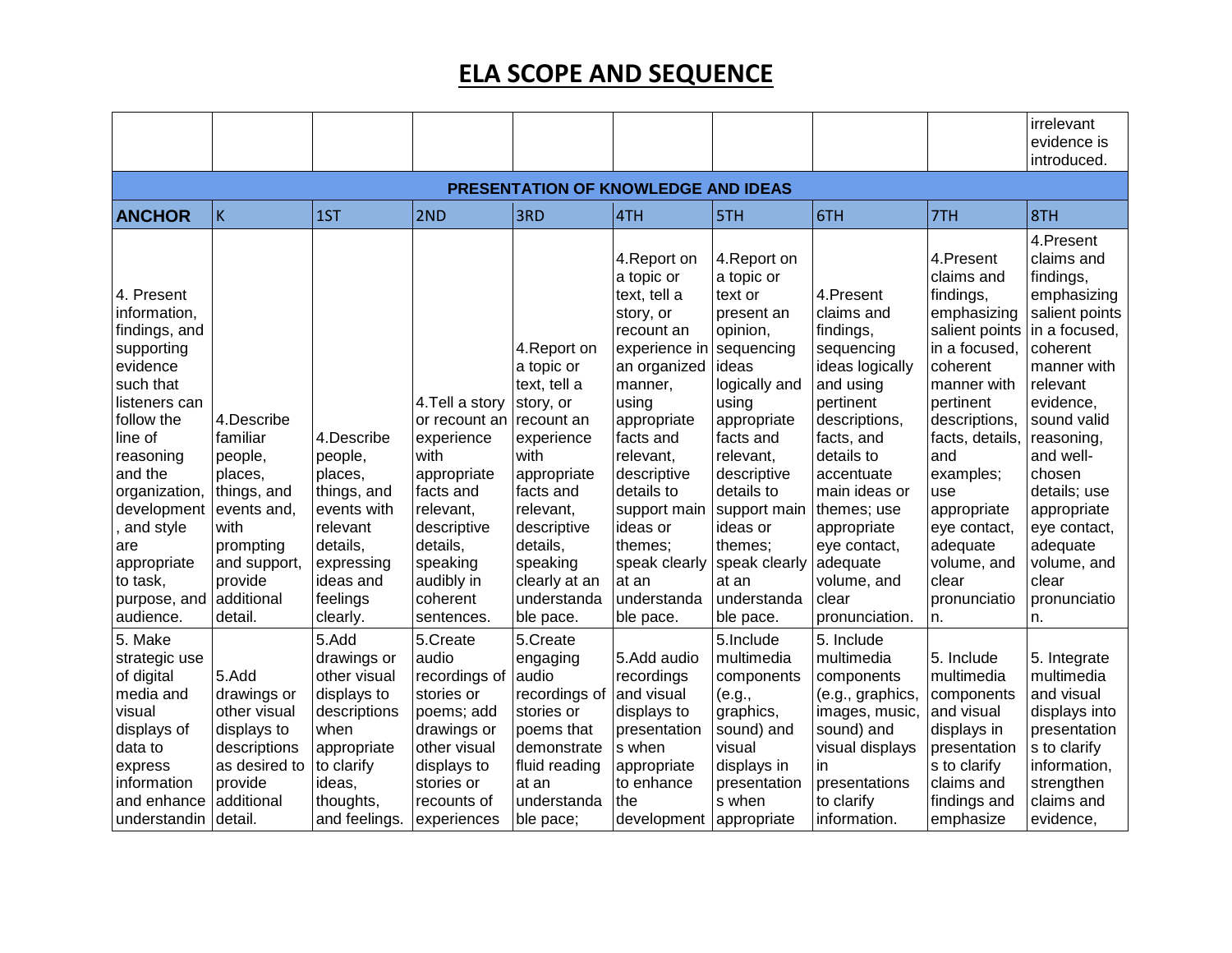# ELA SCOPE AND SEQUENCE

| | | | | | | | | | |
|---|---|---|---|---|---|---|---|---|---|
| | | | | | | | | | irrelevant evidence is introduced. |
| **PRESENTATION OF KNOWLEDGE AND IDEAS** | | | | | | | | | |
| **ANCHOR** | K | 1ST | 2ND | 3RD | 4TH | 5TH | 6TH | 7TH | 8TH |
| 4. Present information, findings, and supporting evidence such that listeners can follow the line of reasoning and the organization, development, and style are appropriate to task, purpose, and audience. | 4.Describe familiar people, places, things, and events and, with prompting and support, provide additional detail. | 4.Describe people, places, things, and events with relevant details, expressing ideas and feelings clearly. | 4.Tell a story or recount an experience with appropriate facts and relevant, descriptive details, speaking audibly in coherent sentences. | 4.Report on a topic or text, tell a story, or recount an experience with appropriate facts and relevant, descriptive details, speaking clearly at an understandable pace. | 4.Report on a topic or text, tell a story, or recount an experience in an organized manner, using appropriate facts and relevant, descriptive details to support main ideas or themes; speak clearly at an understandable pace. | 4.Report on a topic or text or present an opinion, sequencing ideas logically and using appropriate facts and relevant, descriptive details to support main ideas or themes; speak clearly at an understandable pace. | 4.Present claims and findings, sequencing ideas logically and using pertinent descriptions, facts, and details to accentuate main ideas or themes; use appropriate eye contact, adequate volume, and clear pronunciation. | 4.Present claims and findings, emphasizing salient points in a focused, coherent manner with pertinent descriptions, facts, details, and examples; use appropriate eye contact, adequate volume, and clear pronunciation. | 4.Present claims and findings, emphasizing salient points in a focused, coherent manner with relevant evidence, sound valid reasoning, and well-chosen details; use appropriate eye contact, adequate volume, and clear pronunciation. |
| 5. Make strategic use of digital media and visual displays of data to express information and enhance understandin | 5.Add drawings or other visual displays to descriptions as desired to provide additional detail. | 5.Add drawings or other visual displays to descriptions when appropriate to clarify ideas, thoughts, and feelings. | 5.Create audio recordings of stories or poems; add drawings or other visual displays to stories or recounts of experiences | 5.Create engaging audio recordings of stories or poems that demonstrate fluid reading at an understandable pace; | 5.Add audio recordings and visual displays to presentations when appropriate to enhance the development | 5.Include multimedia components (e.g., graphics, sound) and visual displays in presentations when appropriate | 5. Include multimedia components (e.g., graphics, images, music, sound) and visual displays in presentations to clarify information. | 5. Include multimedia components and visual displays in presentations to clarify claims and findings and emphasize | 5. Integrate multimedia and visual displays into presentations to clarify information, strengthen claims and evidence, |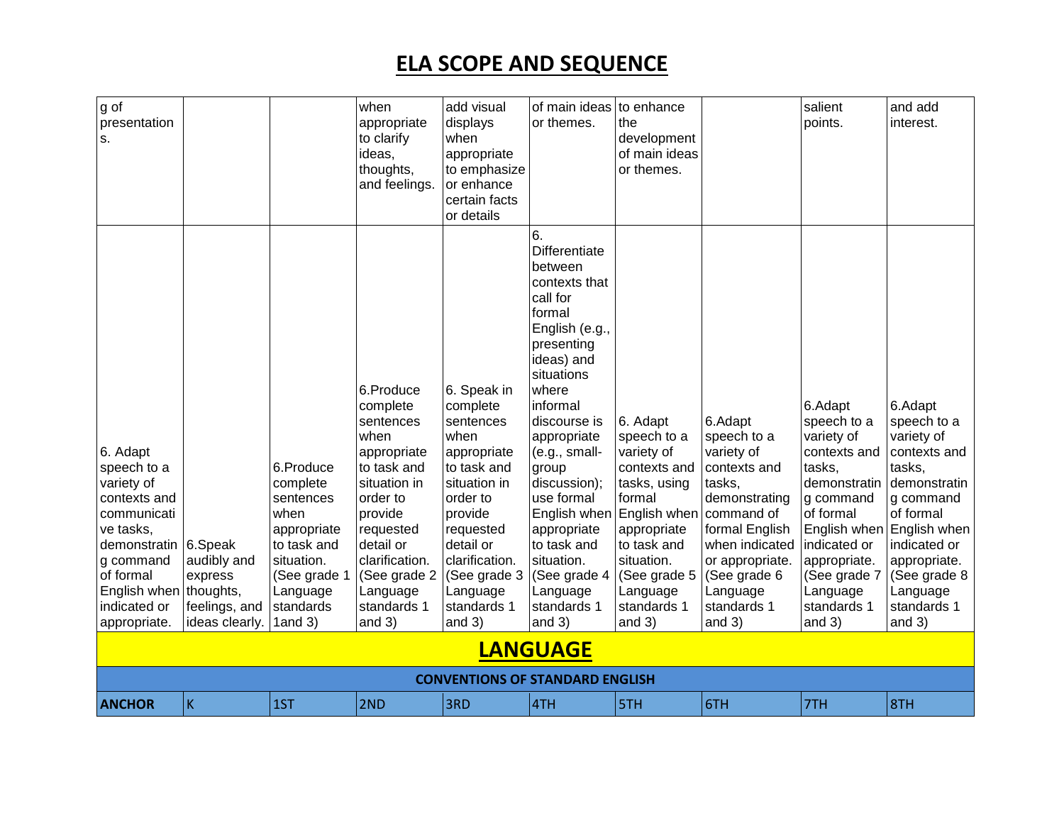# ELA SCOPE AND SEQUENCE

| | | | | | | | | | |
|---|---|---|---|---|---|---|---|---|---|
| g of presentations. | | | when appropriate to clarify ideas, thoughts, and feelings. | add visual displays when appropriate to emphasize or enhance certain facts or details | of main ideas or themes. | to enhance the development of main ideas or themes. | | salient points. | and add interest. |
| 6. Adapt speech to a variety of contexts and communicative tasks, demonstrating command of formal English when indicated or appropriate. | 6.Speak audibly and express thoughts, feelings, and ideas clearly. | 6.Produce complete sentences when appropriate to task and situation. (See grade 1 Language standards 1and 3) | 6.Produce complete sentences when appropriate to task and situation in order to provide requested detail or clarification. (See grade 2 Language standards 1 and 3) | 6. Speak in complete sentences when appropriate to task and situation in order to provide requested detail or clarification. (See grade 3 Language standards 1 and 3) | 6. Differentiate between contexts that call for formal English (e.g., presenting ideas) and situations where informal discourse is appropriate (e.g., small-group discussion); use formal English when appropriate to task and situation. (See grade 4 Language standards 1 and 3) | 6. Adapt speech to a variety of contexts and tasks, using formal English when appropriate to task and situation. (See grade 5 Language standards 1 and 3) | 6.Adapt speech to a variety of contexts and tasks, demonstrating command of formal English when indicated or appropriate. (See grade 6 Language standards 1 and 3) | 6.Adapt speech to a variety of contexts and tasks, demonstrating command of formal English when indicated or appropriate. (See grade 7 Language standards 1 and 3) | 6.Adapt speech to a variety of contexts and tasks, demonstrating command of formal English when indicated or appropriate. (See grade 8 Language standards 1 and 3) |

## LANGUAGE

### CONVENTIONS OF STANDARD ENGLISH

| ANCHOR | K | 1ST | 2ND | 3RD | 4TH | 5TH | 6TH | 7TH | 8TH |
|---|---|---|---|---|---|---|---|---|---|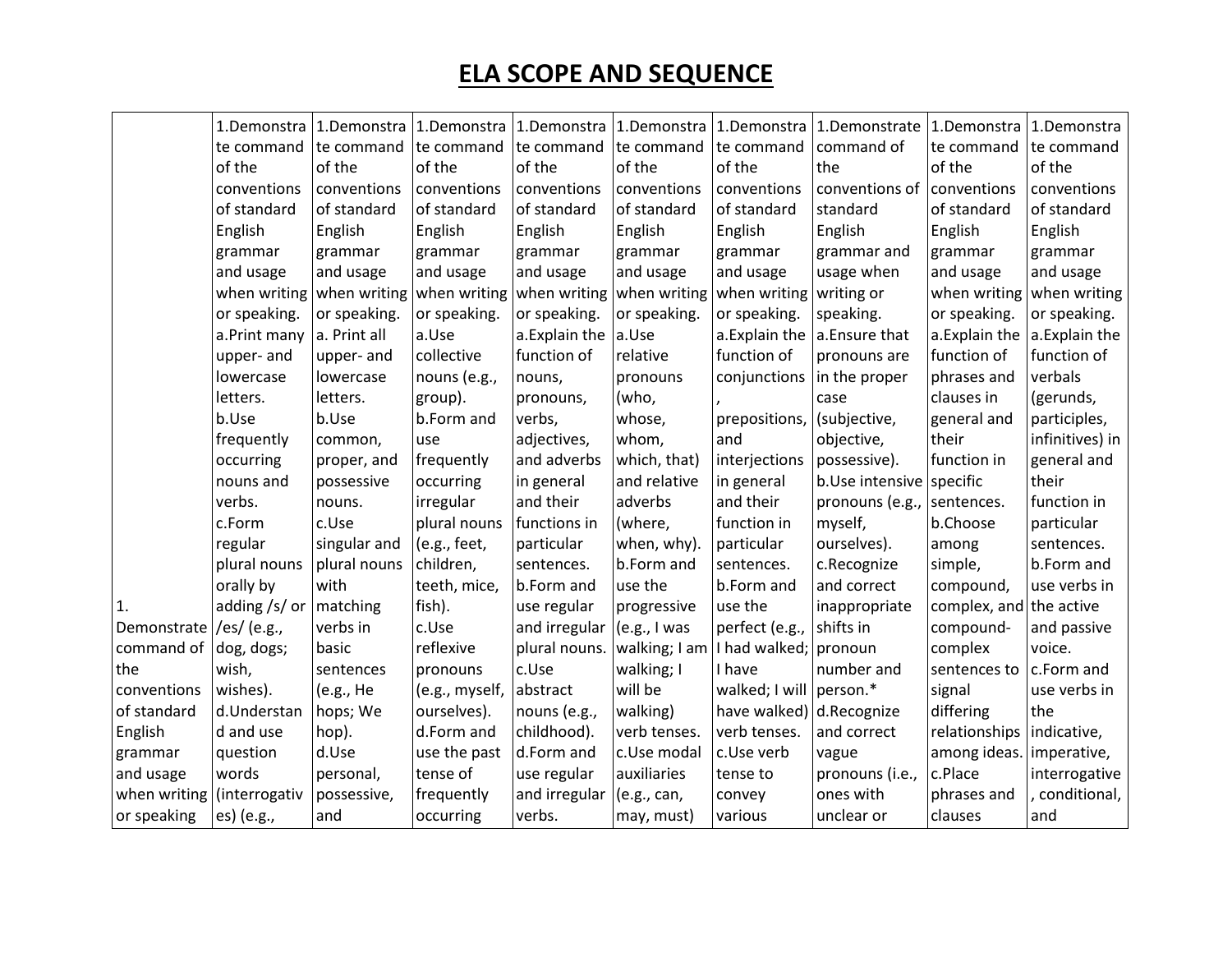# ELA SCOPE AND SEQUENCE

| | | | | | | | | | |
|---|---|---|---|---|---|---|---|---|---|
| 1. Demonstrate command of the conventions of standard English grammar and usage when writing or speaking | 1.Demonstrate command of the conventions of standard English grammar and usage when writing or speaking. a.Print many upper- and lowercase letters. b.Use frequently occurring nouns and verbs. c.Form regular plural nouns orally by adding /s/ or /es/ (e.g., dog, dogs; wish, wishes). d.Understand and use question words (interrogatives) (e.g., | 1.Demonstrate command of the conventions of standard English grammar and usage when writing or speaking. a. Print all upper- and lowercase letters. b.Use common, proper, and possessive nouns. c.Use singular and plural nouns with matching verbs in basic sentences (e.g., He hops; We hop). d.Use personal, possessive, and | 1.Demonstrate command of the conventions of standard English grammar and usage when writing or speaking. a.Use collective nouns (e.g., group). b.Form and use frequently occurring irregular plural nouns (e.g., feet, children, teeth, mice, fish). c.Use reflexive pronouns (e.g., myself, ourselves). d.Form and use the past tense of frequently occurring | 1.Demonstrate command of the conventions of standard English grammar and usage when writing or speaking. a.Explain the function of nouns, pronouns, verbs, adjectives, and adverbs in general and their functions in particular sentences. b.Form and use regular and irregular plural nouns. c.Use abstract nouns (e.g., childhood). d.Form and use regular and irregular verbs. | 1.Demonstrate command of the conventions of standard English grammar and usage when writing or speaking. a.Use relative pronouns (who, whose, whom, which, that) and relative adverbs (where, when, why). b.Form and use the progressive (e.g., I was walking; I am walking; I will be walking) verb tenses. c.Use modal auxiliaries (e.g., can, may, must) | 1.Demonstrate command of the conventions of standard English grammar and usage when writing or speaking. a.Explain the function of conjunctions, prepositions, and interjections in general and their function in particular sentences. b.Form and use the perfect (e.g., I had walked; I have walked; I will have walked) verb tenses. c.Use verb tense to convey various | 1.Demonstrate command of the conventions of standard English grammar and usage when writing or speaking. a.Ensure that pronouns are in the proper case (subjective, objective, possessive). b.Use intensive pronouns (e.g., myself, ourselves). c.Recognize and correct inappropriate shifts in pronoun number and person.* d.Recognize and correct vague pronouns (i.e., ones with unclear or | 1.Demonstrate command of the conventions of standard English grammar and usage when writing or speaking. a.Explain the function of phrases and clauses in general and their function in specific sentences. b.Choose among simple, compound, complex, and compound-complex sentences to signal differing relationships among ideas. c.Place phrases and clauses | 1.Demonstrate command of the conventions of standard English grammar and usage when writing or speaking. a.Explain the function of verbals (gerunds, participles, infinitives) in general and their function in particular sentences. b.Form and use verbs in the active and passive voice. c.Form and use verbs in the indicative, imperative, interrogative, conditional, and |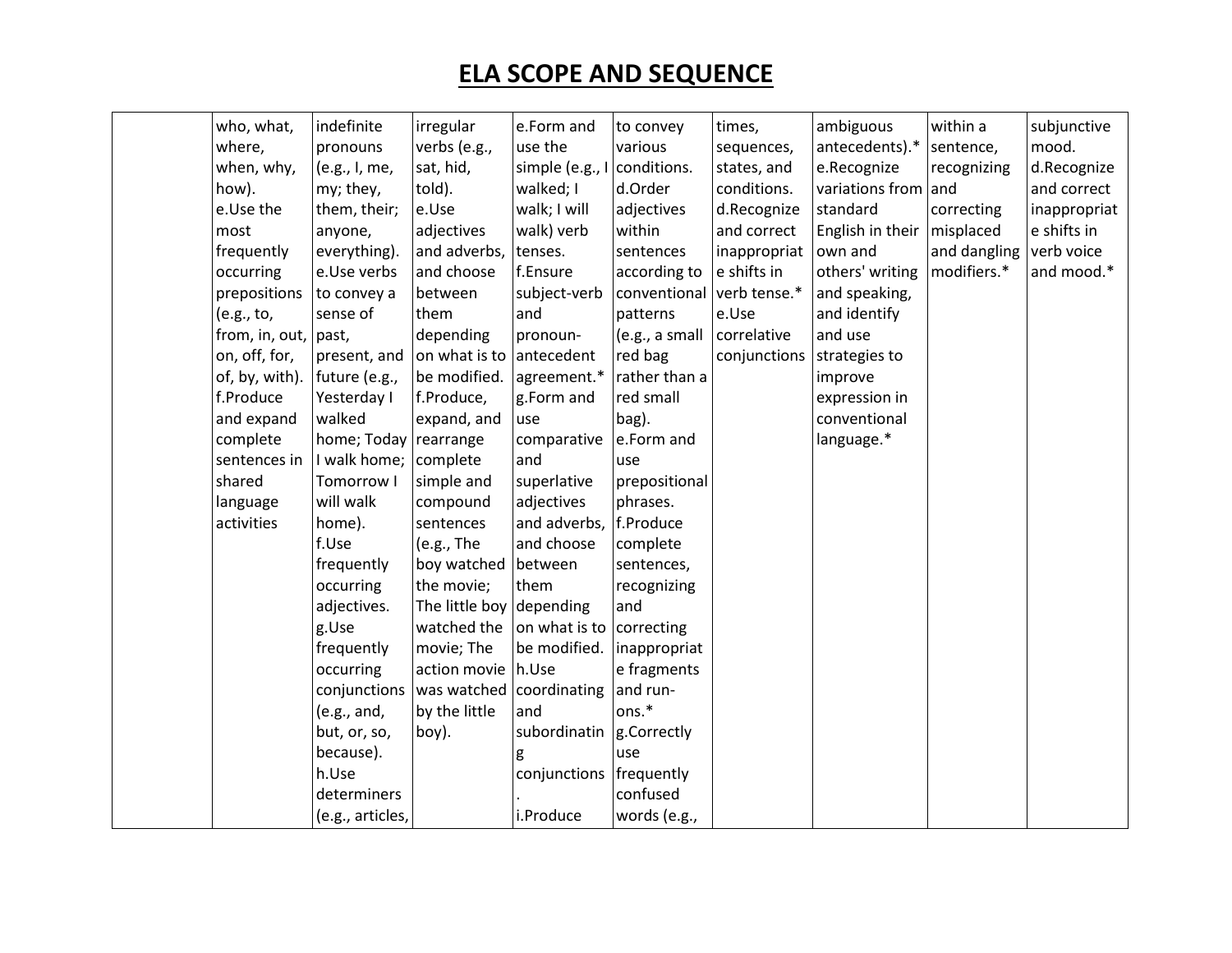# ELA SCOPE AND SEQUENCE

| | | | | | | | | | |
|---|---|---|---|---|---|---|---|---|---|
| | who, what, where, when, why, how).<br>e.Use the most frequently occurring prepositions (e.g., to, from, in, out, on, off, for, of, by, with).<br>f.Produce and expand complete sentences in shared language activities | indefinite pronouns (e.g., I, me, my; they, them, their; anyone, everything).<br>e.Use verbs to convey a sense of past, present, and future (e.g., Yesterday I walked home; Today I walk home; Tomorrow I will walk home).<br>f.Use frequently occurring adjectives.<br>g.Use frequently occurring conjunctions (e.g., and, but, or, so, because).<br>h.Use determiners (e.g., articles, | irregular verbs (e.g., sat, hid, told).<br>e.Use adjectives and adverbs, and choose between them depending on what is to be modified.<br>f.Produce, expand, and rearrange complete simple and compound sentences (e.g., The boy watched the movie; The little boy watched the movie; The action movie was watched by the little boy). | e.Form and use the simple (e.g., I walked; I walk; I will walk) verb tenses.<br>f.Ensure subject-verb and pronoun-antecedent agreement.*<br>g.Form and use comparative and superlative adjectives and adverbs, and choose between them depending on what is to be modified.<br>h.Use coordinating and subordinating conjunctions.<br>i.Produce | to convey various conditions.<br>d.Order adjectives within sentences according to conventional patterns (e.g., a small red bag rather than a red small bag).<br>e.Form and use prepositional phrases.<br>f.Produce complete sentences, recognizing and correcting inappropriate fragments and run-ons.*<br>g.Correctly use frequently confused words (e.g., | times, sequences, states, and conditions.<br>d.Recognize and correct inappropriate shifts in verb tense.*<br>e.Use correlative conjunctions | ambiguous antecedents).*<br>e.Recognize variations from standard English in their own and others' writing and speaking, and identify and use strategies to improve expression in conventional language.* | within a sentence, recognizing and correcting misplaced and dangling modifiers.* | subjunctive mood.<br>d.Recognize and correct inappropriate shifts in verb voice and mood.* |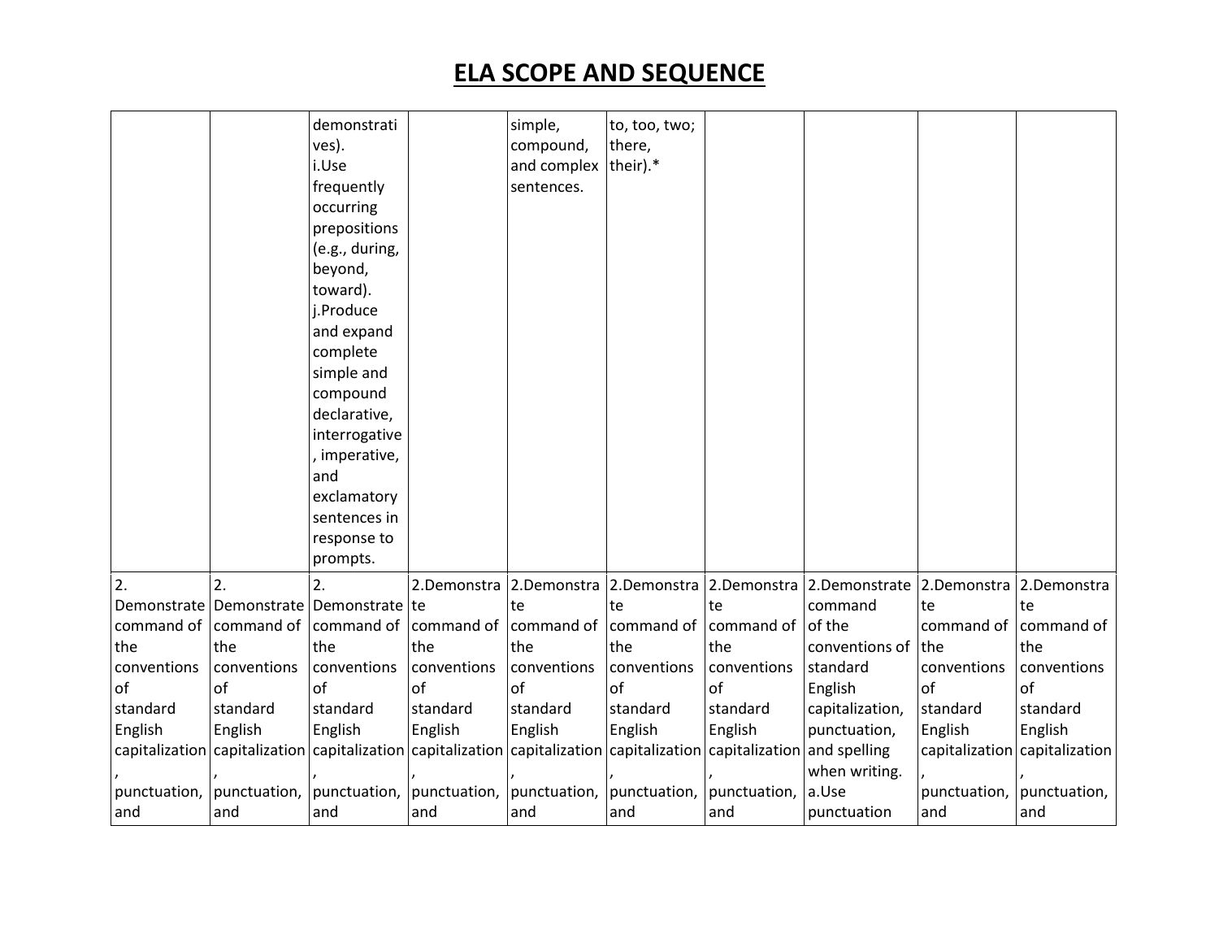# ELA SCOPE AND SEQUENCE

| | | | | | | | | | |
|---|---|---|---|---|---|---|---|---|---|
| | | demonstratives). i.Use frequently occurring prepositions (e.g., during, beyond, toward). j.Produce and expand complete simple and compound declarative, interrogative, imperative, and exclamatory sentences in response to prompts. | | simple, compound, and complex sentences. | to, too, two; there, their).* | | | | |
| 2. Demonstrate command of the conventions of standard English capitalization, punctuation, and | 2. Demonstrate command of the conventions of standard English capitalization, punctuation, and | 2. Demonstrate command of the conventions of standard English capitalization, punctuation, and | 2.Demonstrate command of the conventions of standard English capitalization, punctuation, and | 2.Demonstrate command of the conventions of standard English capitalization, punctuation, and | 2.Demonstrate command of the conventions of standard English capitalization, punctuation, and | 2.Demonstrate command of the conventions of standard English capitalization, punctuation, and | 2.Demonstrate command of the conventions of standard English capitalization, punctuation, and spelling when writing. a.Use punctuation | 2.Demonstrate command of the conventions of standard English capitalization, punctuation, and | 2.Demonstrate command of the conventions of standard English capitalization, punctuation, and |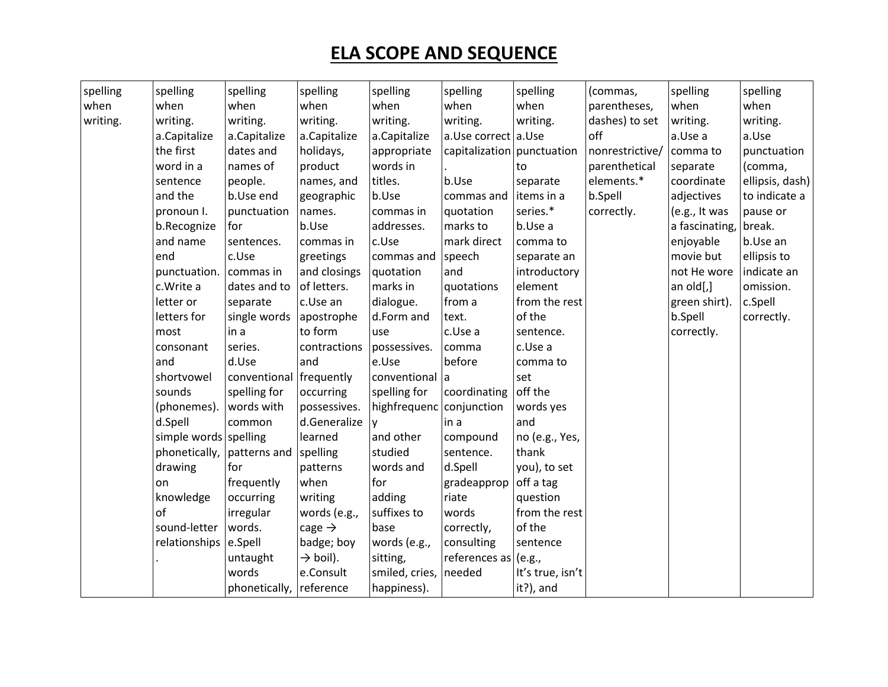# ELA SCOPE AND SEQUENCE

| | | | | | | | | | |
|---|---|---|---|---|---|---|---|---|---|
| spelling when writing. | spelling when writing. a.Capitalize the first word in a sentence and the pronoun I. b.Recognize and name end punctuation. c.Write a letter or letters for most consonant and shortvowel sounds (phonemes). d.Spell simple words phonetically, drawing on knowledge of sound-letter relationships. | spelling when writing. a.Capitalize dates and names of people. b.Use end punctuation for sentences. c.Use commas in dates and to separate single words in a series. d.Use conventional spelling for words with common spelling patterns and for frequently occurring irregular words. e.Spell untaught words phonetically, | spelling when writing. a.Capitalize holidays, product names, and geographic names. b.Use commas in greetings and closings of letters. c.Use an apostrophe to form contractions and frequently occurring possessives. d.Generalize learned spelling patterns when writing words (e.g., cage → badge; boy → boil). e.Consult reference | spelling when writing. a.Capitalize appropriate words in titles. b.Use commas in addresses. c.Use commas and quotation marks in dialogue. d.Form and use possessives. e.Use conventional spelling for highfrequency and other studied words and for adding suffixes to base words (e.g., sitting, smiled, cries, happiness). | spelling when writing. a.Use correct capitalization. b.Use commas and quotation marks to mark direct speech and quotations from a text. c.Use a comma before a coordinating conjunction in a compound sentence. d.Spell gradeappropriate words correctly, consulting references as needed | spelling when writing. a.Use punctuation to separate items in a series.* b.Use a comma to separate an introductory element from the rest of the sentence. c.Use a comma to set off the words yes and no (e.g., Yes, thank you), to set off a tag question from the rest of the sentence (e.g., It's true, isn't it?), and | (commas, parentheses, dashes) to set off nonrestrictive/ parenthetical elements.* b.Spell correctly. | spelling when writing. a.Use a comma to separate coordinate adjectives (e.g., It was a fascinating, enjoyable movie but not He wore an old[,] green shirt). b.Spell correctly. | spelling when writing. a.Use punctuation (comma, ellipsis, dash) to indicate a pause or break. b.Use an ellipsis to indicate an omission. c.Spell correctly. |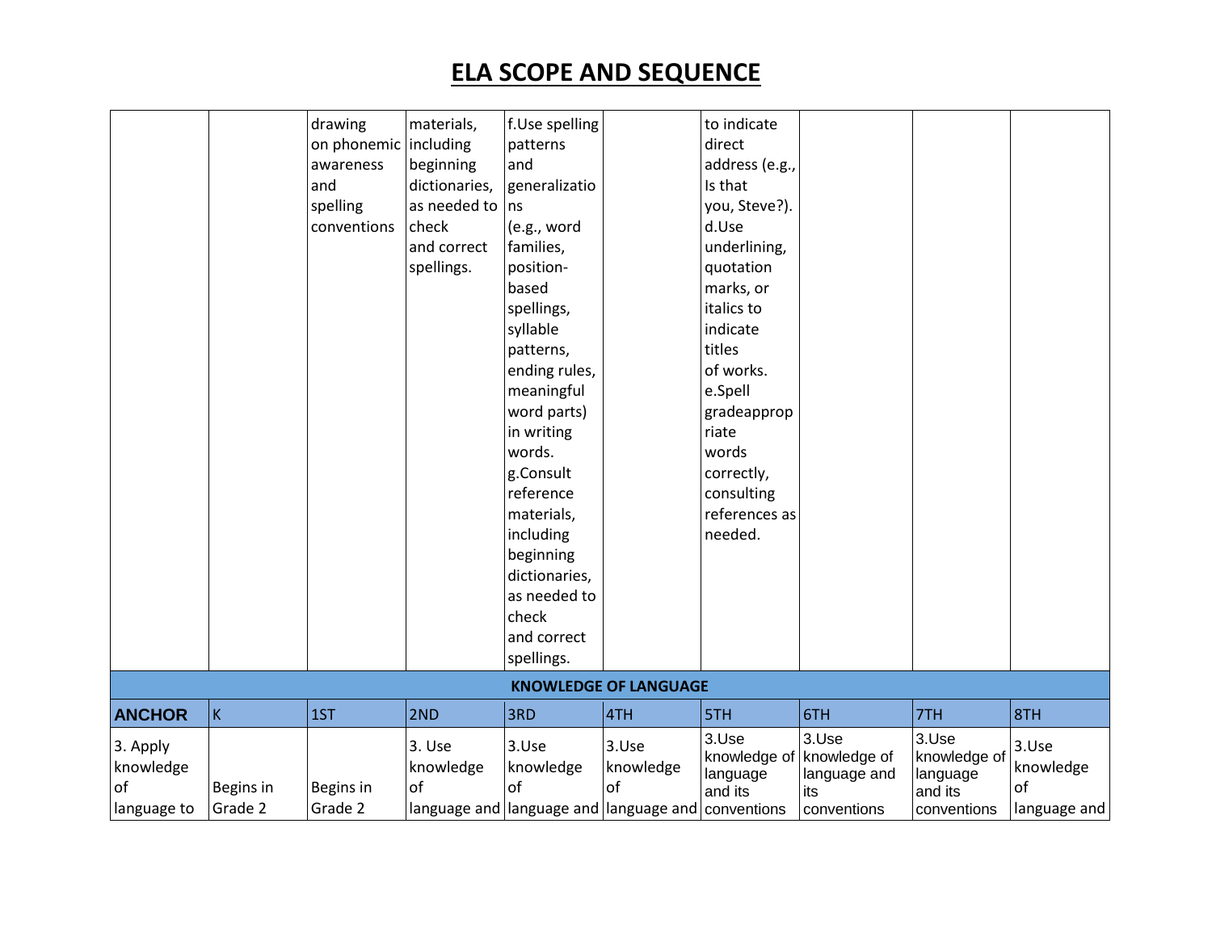# ELA SCOPE AND SEQUENCE

| | | | | | | | | | |
|---|---|---|---|---|---|---|---|---|---|
| | | drawing on phonemic awareness and spelling conventions | materials, including beginning dictionaries, as needed to check and correct spellings. | f.Use spelling patterns and generalizations (e.g., word families, position-based spellings, syllable patterns, ending rules, meaningful word parts) in writing words. g.Consult reference materials, including beginning dictionaries, as needed to check and correct spellings. | | to indicate direct address (e.g., Is that you, Steve?). d.Use underlining, quotation marks, or italics to indicate titles of works. e.Spell gradeappropriate words correctly, consulting references as needed. | | | |
| **KNOWLEDGE OF LANGUAGE** | | | | | | | | | |
| **ANCHOR** | K | 1ST | 2ND | 3RD | 4TH | 5TH | 6TH | 7TH | 8TH |
| 3. Apply knowledge of language to | Begins in Grade 2 | Begins in Grade 2 | 3. Use knowledge of language and | 3.Use knowledge of language and | 3.Use knowledge of language and | 3.Use knowledge of language and its conventions | 3.Use knowledge of language and its conventions | 3.Use knowledge of language and its conventions | 3.Use knowledge of language and |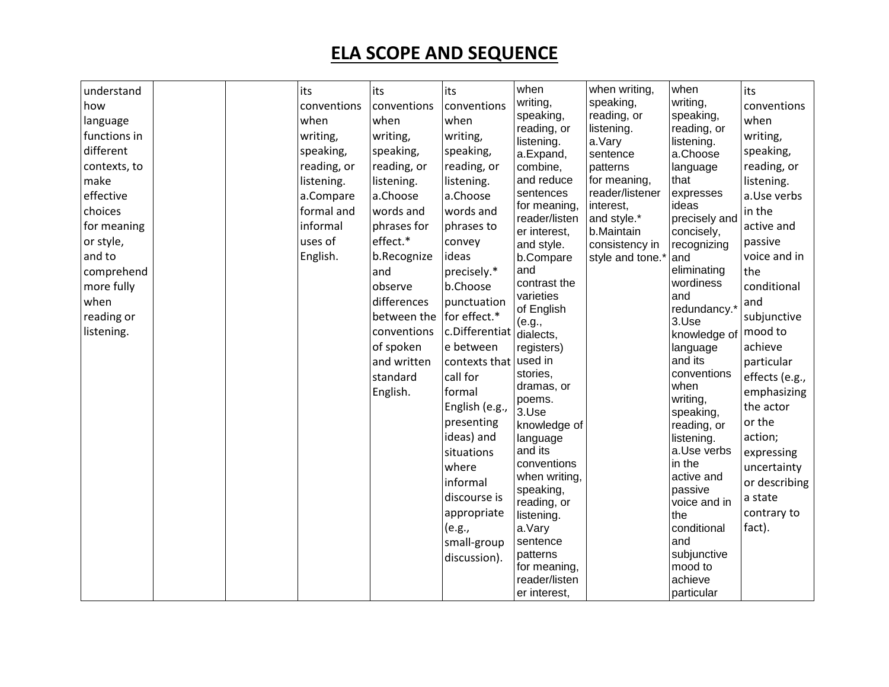# ELA SCOPE AND SEQUENCE

| | | | | | | | | | |
|---|---|---|---|---|---|---|---|---|---|
| understand how language functions in different contexts, to make effective choices for meaning or style, and to comprehend more fully when reading or listening. | | | its conventions when writing, speaking, reading, or listening. a.Compare formal and informal uses of English. | its conventions when writing, speaking, reading, or listening. a.Choose words and phrases for effect.* b.Recognize and observe differences between the conventions of spoken and written standard English. | its conventions when writing, speaking, reading, or listening. a.Choose words and phrases to convey ideas precisely.* b.Choose punctuation for effect.* c.Differentiate between contexts that call for formal English (e.g., presenting ideas) and situations where informal discourse is appropriate (e.g., small-group discussion). | when writing, speaking, reading, or listening. a.Expand, combine, and reduce sentences for meaning, reader/listener interest, and style. b.Compare and contrast the varieties of English (e.g., dialects, registers) used in stories, dramas, or poems. 3.Use knowledge of language and its conventions when writing, speaking, reading, or listening. a.Vary sentence patterns for meaning, reader/listener interest, | when writing, speaking, reading, or listening. a.Vary sentence patterns for meaning, reader/listener interest, and style.* b.Maintain consistency in style and tone.* | when writing, speaking, reading, or listening. a.Choose language that expresses ideas precisely and concisely, recognizing and eliminating wordiness and redundancy.* 3.Use knowledge of language and its conventions when writing, speaking, reading, or listening. a.Use verbs in the active and passive voice and in the conditional and subjunctive mood to achieve particular | its conventions when writing, speaking, reading, or listening. a.Use verbs in the active and passive voice and in the conditional and subjunctive mood to achieve particular effects (e.g., emphasizing the actor or the action; expressing uncertainty or describing a state contrary to fact). |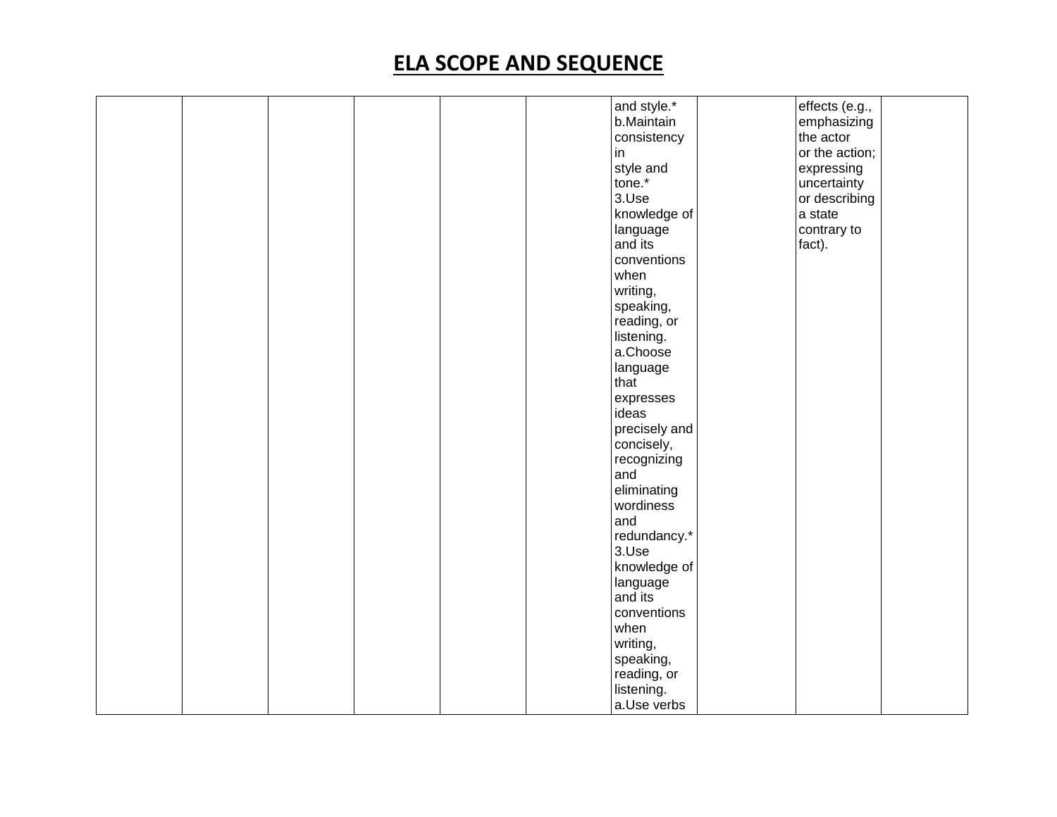# ELA SCOPE AND SEQUENCE

| | | | | | | | | | |
|---|---|---|---|---|---|---|---|---|---|
| | | | | | | and style.* b.Maintain consistency in style and tone.* 3.Use knowledge of language and its conventions when writing, speaking, reading, or listening. a.Choose language that expresses ideas precisely and concisely, recognizing and eliminating wordiness and redundancy.* 3.Use knowledge of language and its conventions when writing, speaking, reading, or listening. a.Use verbs | | effects (e.g., emphasizing the actor or the action; expressing uncertainty or describing a state contrary to fact). | |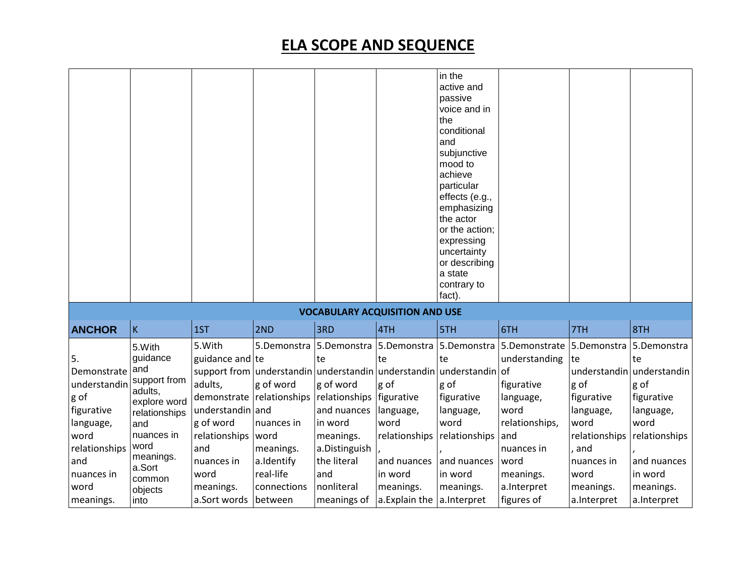# ELA SCOPE AND SEQUENCE

| | | | | | | | | | |
|---|---|---|---|---|---|---|---|---|---|
| | | | | | | in the active and passive voice and in the conditional and subjunctive mood to achieve particular effects (e.g., emphasizing the actor or the action; expressing uncertainty or describing a state contrary to fact). | | | |
| **VOCABULARY ACQUISITION AND USE** | | | | | | | | | |
| **ANCHOR** | K | 1ST | 2ND | 3RD | 4TH | 5TH | 6TH | 7TH | 8TH |
| 5. Demonstrate understanding of figurative language, word relationships and nuances in word meanings. | 5.With guidance and support from adults, explore word relationships and nuances in word meanings. a.Sort common objects into | 5.With guidance and support from adults, demonstrate understanding of word relationships and nuances in word meanings. a.Sort words | 5.Demonstrate understanding of word relationships and nuances in word meanings. a.Identify real-life connections between | 5.Demonstrate understanding of word relationships and nuances in word meanings. a.Distinguish the literal and nonliteral meanings of | 5.Demonstrate understanding of figurative language, word relationships, and nuances in word meanings. a.Explain the | 5.Demonstrate understanding of figurative language, word relationships, and nuances in word meanings. a.Interpret | 5.Demonstrate understanding of figurative language, word relationships, and nuances in word meanings. a.Interpret figures of | 5.Demonstrate understanding of figurative language, word relationships, and nuances in word meanings. a.Interpret | 5.Demonstrate understanding of figurative language, word relationships, and nuances in word meanings. a.Interpret |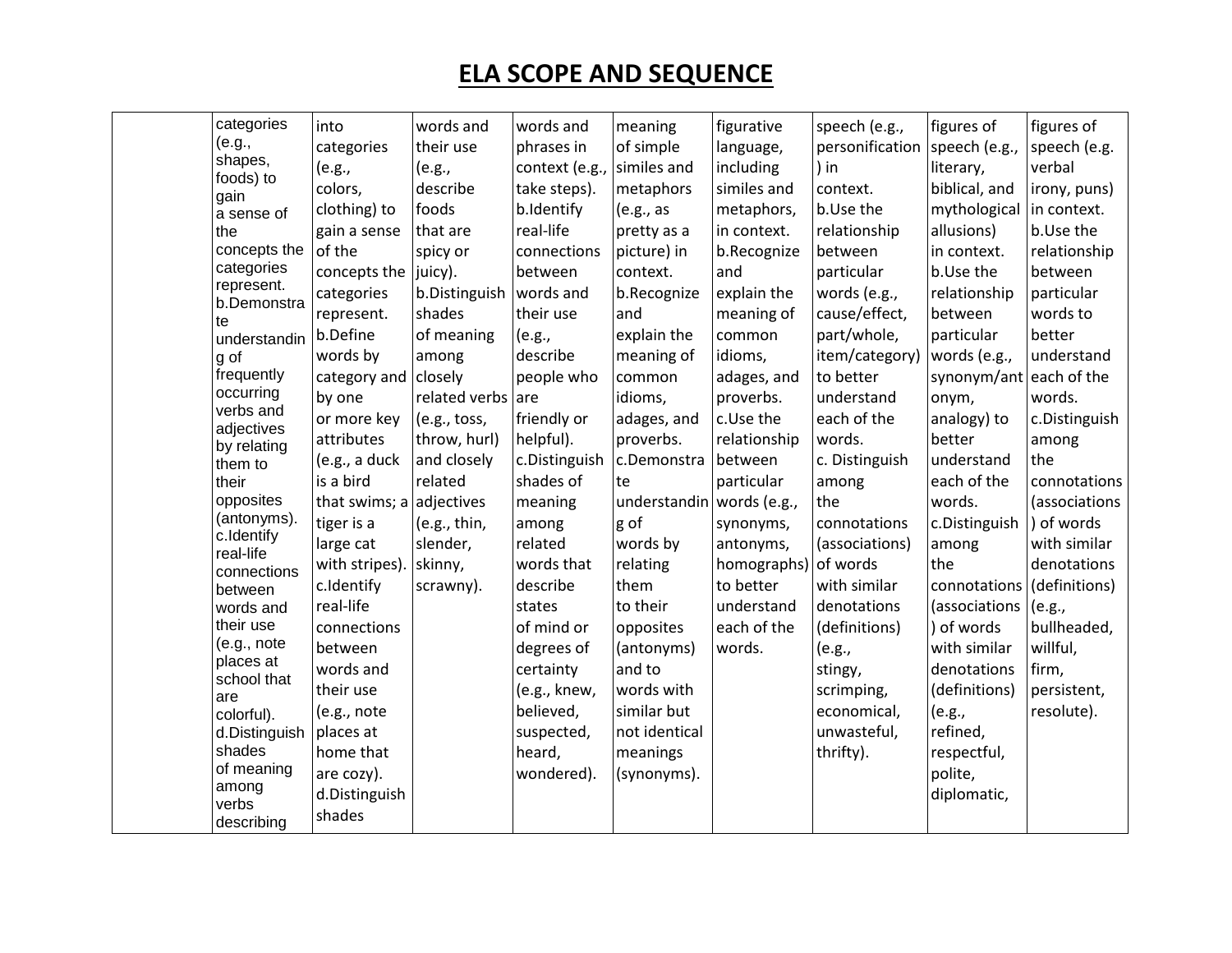# ELA SCOPE AND SEQUENCE

| | | | | | | | | | |
|---|---|---|---|---|---|---|---|---|---|
| | categories (e.g., shapes, foods) to gain a sense of the concepts the categories represent. b.Demonstrate understanding of frequently occurring verbs and adjectives by relating them to their opposites (antonyms). c.Identify real-life connections between words and their use (e.g., note places at school that are colorful). d.Distinguish shades of meaning among verbs describing | into categories (e.g., colors, clothing) to gain a sense of the concepts the categories represent. b.Define words by category and by one or more key attributes (e.g., a duck is a bird that swims; a tiger is a large cat with stripes). c.Identify real-life connections between words and their use (e.g., note places at home that are cozy). d.Distinguish shades | words and their use (e.g., describe foods that are spicy or juicy). b.Distinguish shades of meaning among closely related verbs (e.g., toss, throw, hurl) and closely related adjectives (e.g., thin, slender, skinny, scrawny). | words and phrases in context (e.g., take steps). b.Identify real-life connections between words and their use (e.g., describe people who are friendly or helpful). c.Distinguish shades of meaning among related words that describe states of mind or degrees of certainty (e.g., knew, believed, suspected, heard, wondered). | meaning of simple similes and metaphors (e.g., as pretty as a picture) in context. b.Recognize and explain the meaning of common idioms, adages, and proverbs. c.Demonstrate understanding of words by relating them to their opposites (antonyms) and to words with similar but not identical meanings (synonyms). | figurative language, including similes and metaphors, in context. b.Recognize and explain the meaning of common idioms, adages and proverbs. c.Use the relationship between particular words (e.g., synonyms, antonyms, homographs) to better understand each of the words. | speech (e.g., personification ) in context. b.Use the relationship between particular words (e.g., cause/effect, part/whole, item/category) to better understand each of the words. c. Distinguish among the connotations (associations) of words with similar denotations (definitions) (e.g., stingy, scrimping, economical, unwasteful, thrifty). | figures of speech (e.g., literary, biblical, and mythological allusions) in context. b.Use the relationship between particular words (e.g., synonym/antonym, analogy) to better understand each of the words. c.Distinguish among the connotations (associations ) of words with similar denotations (definitions) (e.g., refined, respectful, polite, diplomatic, | figures of speech (e.g. verbal irony, puns) in context. b.Use the relationship between particular words to better understand each of the words. c.Distinguish among the connotations (associations ) of words with similar denotations (definitions) (e.g., bullheaded, willful, firm, persistent, resolute). |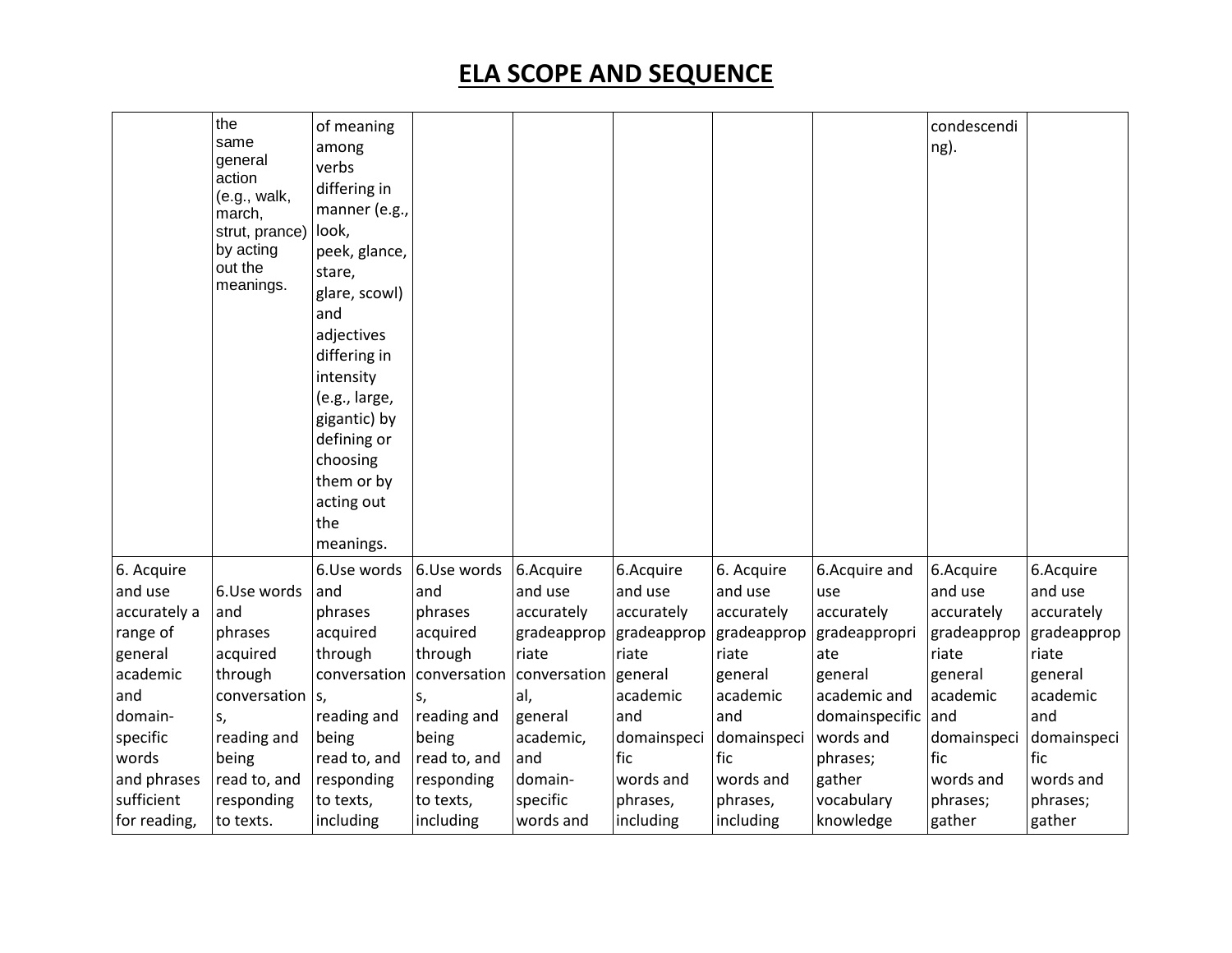# ELA SCOPE AND SEQUENCE

| | | | | | | | | | |
|---|---|---|---|---|---|---|---|---|---|
| | the same general action (e.g., walk, march, strut, prance) by acting out the meanings. | of meaning among verbs differing in manner (e.g., look, peek, glance, stare, glare, scowl) and adjectives differing in intensity (e.g., large, gigantic) by defining or choosing them or by acting out the meanings. | | | | | | condescending). | |
| 6. Acquire and use accurately a range of general academic and domain-specific words and phrases sufficient for reading, | 6.Use words and phrases acquired through conversations, reading and being read to, and responding to texts. | 6.Use words and phrases acquired through conversations, reading and being read to, and responding to texts, including | 6.Use words and phrases acquired through conversations, reading and being read to, and responding to texts, including | 6.Acquire and use accurately gradeappropriate conversational, general academic, and domain-specific words and | 6.Acquire and use accurately gradeappropriate general academic and domainspecific words and phrases, including | 6. Acquire and use accurately gradeappropriate general academic and domainspecific words and phrases, including | 6.Acquire and use accurately gradeappropriate general academic and domainspecific words and phrases; gather vocabulary knowledge | 6.Acquire and use accurately gradeappropriate general academic and domainspecific words and phrases; gather | 6.Acquire and use accurately gradeappropriate general academic and domainspecific words and phrases; gather |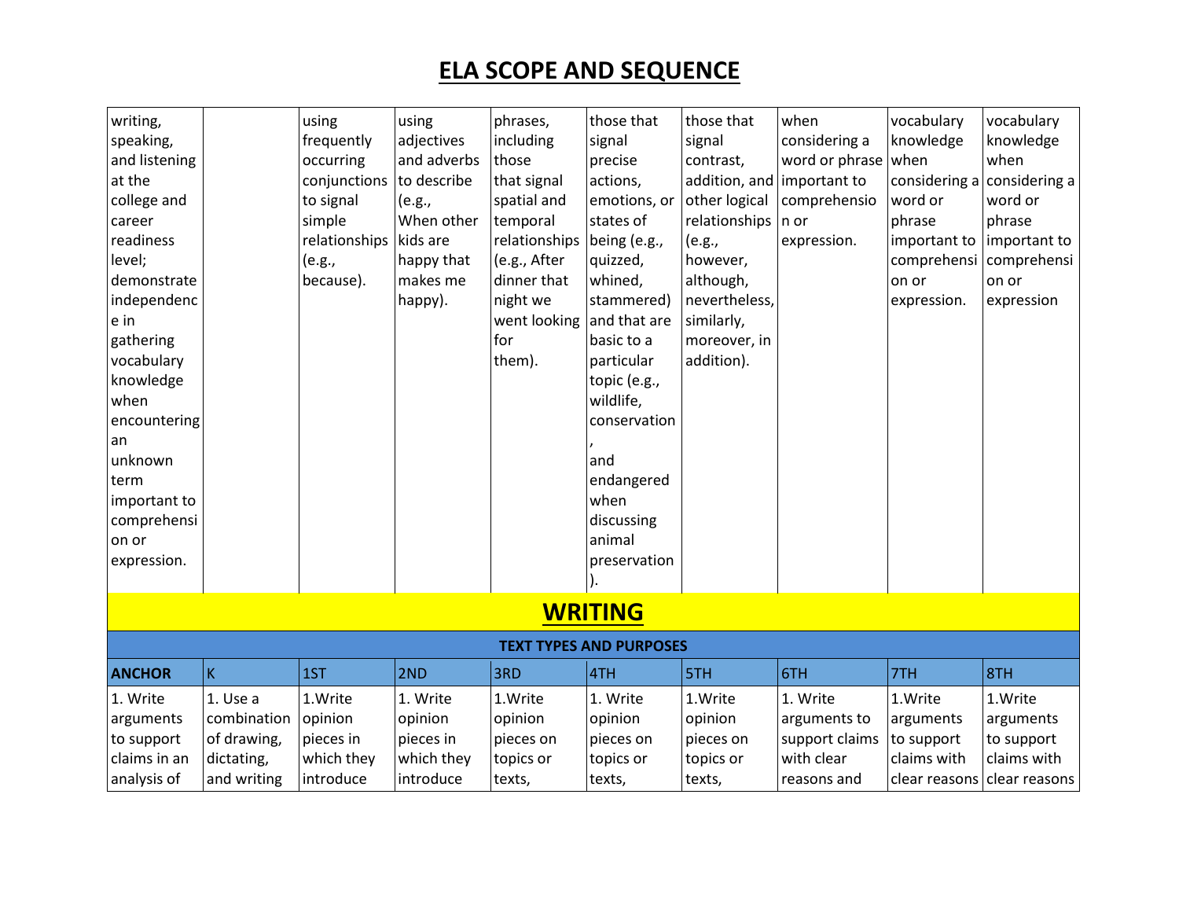# ELA SCOPE AND SEQUENCE

| | | | | | | | | | |
|---|---|---|---|---|---|---|---|---|---|
| writing, speaking, and listening at the college and career readiness level; demonstrate independence in gathering vocabulary knowledge when encountering an unknown term important to comprehension or expression. | | using frequently occurring conjunctions to signal simple relationships (e.g., because). | using adjectives and adverbs to describe (e.g., When other kids are happy that makes me happy). | phrases, including those that signal spatial and temporal relationships (e.g., After dinner that night we went looking for them). | those that signal precise actions, emotions, or states of being (e.g., quizzed, whined, stammered) and that are basic to a particular topic (e.g., wildlife, conservation, and endangered when discussing animal preservation). | those that signal contrast, addition, and other logical relationships (e.g., however, although, nevertheless, similarly, moreover, in addition). | when considering a word or phrase important to comprehension or expression. | vocabulary knowledge when considering a word or phrase important to comprehension or expression. | vocabulary knowledge when considering a word or phrase important to comprehension or expression |

## WRITING

### TEXT TYPES AND PURPOSES

| ANCHOR | K | 1ST | 2ND | 3RD | 4TH | 5TH | 6TH | 7TH | 8TH |
|---|---|---|---|---|---|---|---|---|---|
| 1. Write arguments to support claims in an analysis of | 1. Use a combination of drawing, dictating, and writing | 1.Write opinion pieces in which they introduce | 1. Write opinion pieces in which they introduce | 1.Write opinion pieces on topics or texts, | 1. Write opinion pieces on topics or texts, | 1.Write opinion pieces on topics or texts, | 1. Write arguments to support claims with clear reasons and | 1.Write arguments to support claims with clear reasons | 1.Write arguments to support claims with clear reasons |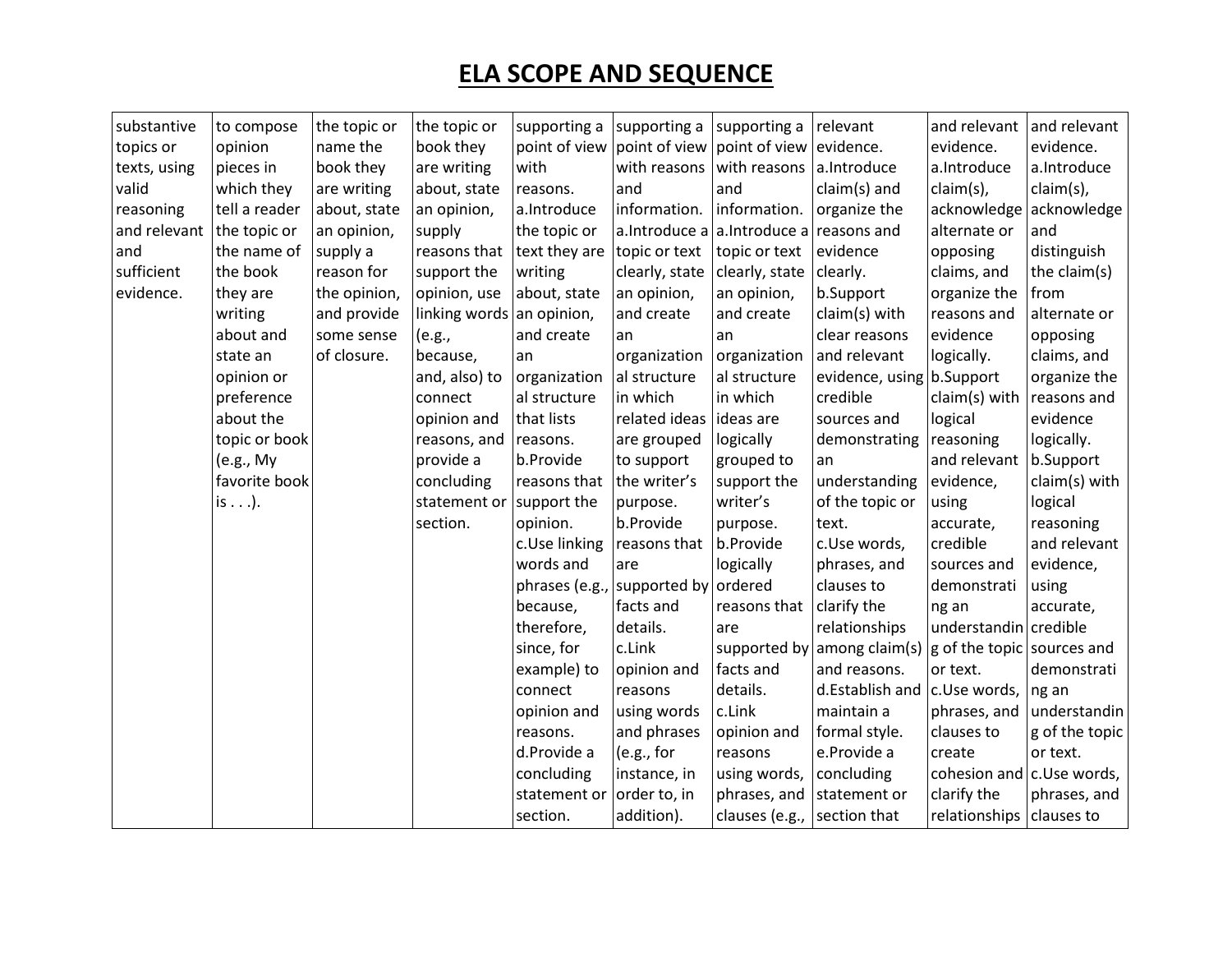# ELA SCOPE AND SEQUENCE

| | | | | | | | | | |
|---|---|---|---|---|---|---|---|---|---|
| substantive topics or texts, using valid reasoning and relevant and sufficient evidence. | to compose opinion pieces in which they tell a reader the topic or the name of the book they are writing about and state an opinion or preference about the topic or book (e.g., My favorite book is . . .). | the topic or name the book they are writing about, state an opinion, supply a reason for the opinion, and provide some sense of closure. | the topic or book they are writing about, state an opinion, supply reasons that support the opinion, use linking words (e.g., because, and, also) to connect opinion and reasons, and provide a concluding statement or section. | supporting a point of view with reasons. a.Introduce the topic or text they are writing about, state an opinion, and create an organization al structure that lists reasons. b.Provide reasons that support the opinion. c.Use linking words and phrases (e.g., because, therefore, since, for example) to connect opinion and reasons. d.Provide a concluding statement or section. | supporting a point of view with reasons and information. a.Introduce a topic or text clearly, state an opinion, and create an organization al structure in which related ideas are grouped to support the writer's purpose. b.Provide reasons that are supported by facts and details. c.Link opinion and reasons using words and phrases (e.g., for instance, in order to, in addition). | supporting a point of view with reasons and information. a.Introduce a topic or text clearly, state an opinion, and create an organization al structure in which ideas are logically grouped to support the writer's purpose. b.Provide logically ordered reasons that are supported by facts and details. c.Link opinion and reasons using words, phrases, and clauses (e.g., | relevant evidence. a.Introduce claim(s) and organize the reasons and evidence clearly. b.Support claim(s) with clear reasons and relevant evidence, using credible sources and demonstrating an understanding of the topic or text. c.Use words, phrases, and clauses to clarify the relationships among claim(s) and reasons. d.Establish and maintain a formal style. e.Provide a concluding statement or section that | and relevant evidence. a.Introduce claim(s), acknowledge alternate or opposing claims, and organize the reasons and evidence logically. b.Support claim(s) with logical reasoning and relevant evidence, using accurate, credible sources and demonstrati ng an understandin g of the topic or text. c.Use words, phrases, and clauses to create cohesion and clarify the relationships | and relevant evidence. a.Introduce claim(s), acknowledge and distinguish the claim(s) from alternate or opposing claims, and organize the reasons and evidence logically. b.Support claim(s) with logical reasoning and relevant evidence, using accurate, credible sources and demonstrati ng an understandin g of the topic or text. c.Use words, phrases, and clauses to |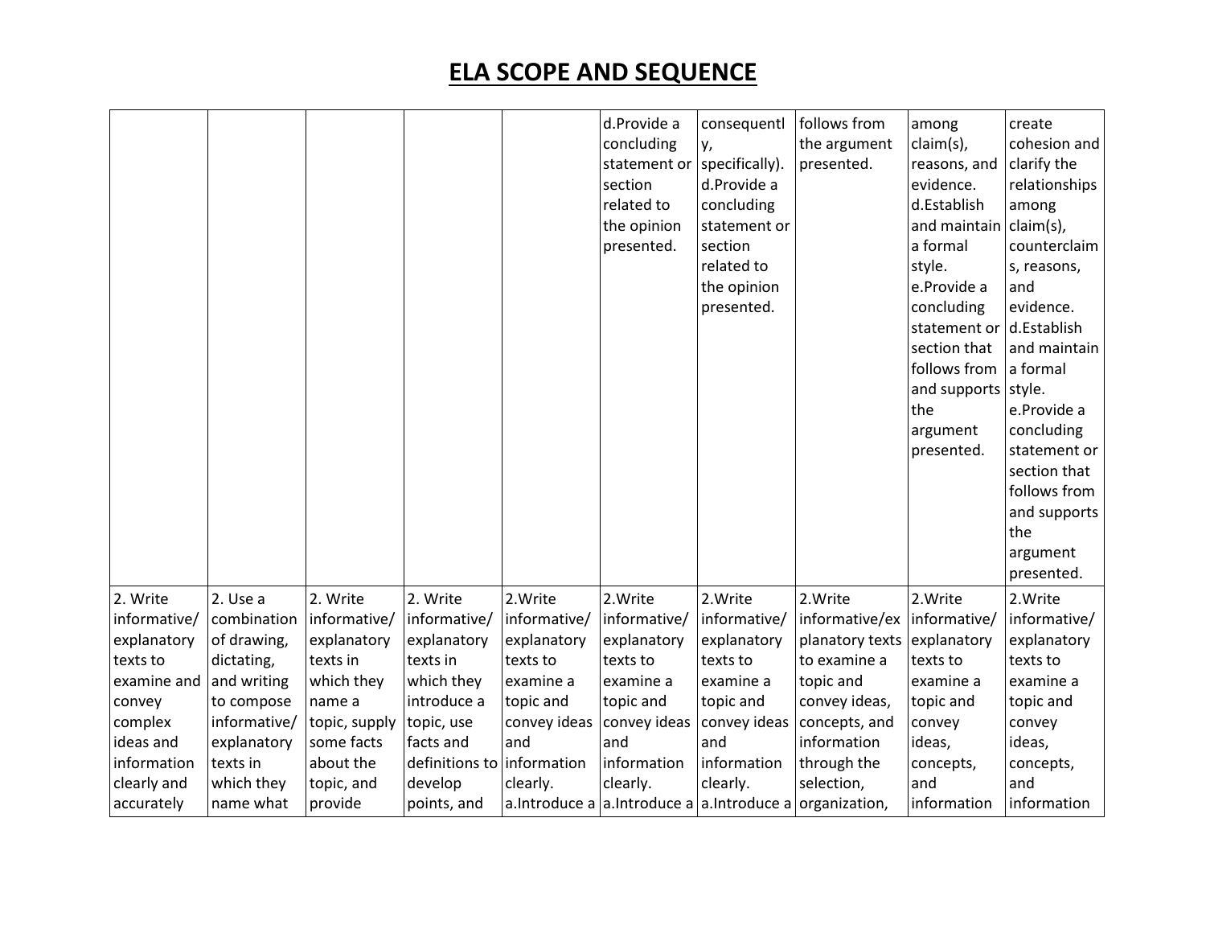# ELA SCOPE AND SEQUENCE

| | | | | | | | | | |
|---|---|---|---|---|---|---|---|---|---|
| | | | | | d.Provide a concluding statement or section related to the opinion presented. | consequently, specifically). d.Provide a concluding statement or section related to the opinion presented. | follows from the argument presented. | among claim(s), reasons, and evidence. d.Establish and maintain a formal style. e.Provide a concluding statement or section that follows from and supports the argument presented. | create cohesion and clarify the relationships among claim(s), counterclaims, reasons, and evidence. d.Establish and maintain a formal style. e.Provide a concluding statement or section that follows from and supports the argument presented. |
| 2. Write informative/ explanatory texts to examine and convey complex ideas and information clearly and accurately | 2. Use a combination of drawing, dictating, and writing to compose informative/ explanatory texts in which they name what | 2. Write informative/ explanatory texts in which they name a topic, supply some facts about the topic, and provide | 2. Write informative/ explanatory texts in which they introduce a topic, use facts and definitions to develop points, and | 2.Write informative/ explanatory texts to examine a topic and convey ideas and information clearly. a.Introduce a | 2.Write informative/ explanatory texts to examine a topic and convey ideas and information clearly. a.Introduce a | 2.Write informative/ explanatory texts to examine a topic and convey ideas and information clearly. a.Introduce a | 2.Write informative/explanatory texts to examine a topic and convey ideas, concepts, and information through the selection, organization, | 2.Write informative/ explanatory texts to examine a topic and convey ideas, concepts, and information | 2.Write informative/ explanatory texts to examine a topic and convey ideas, concepts, and information |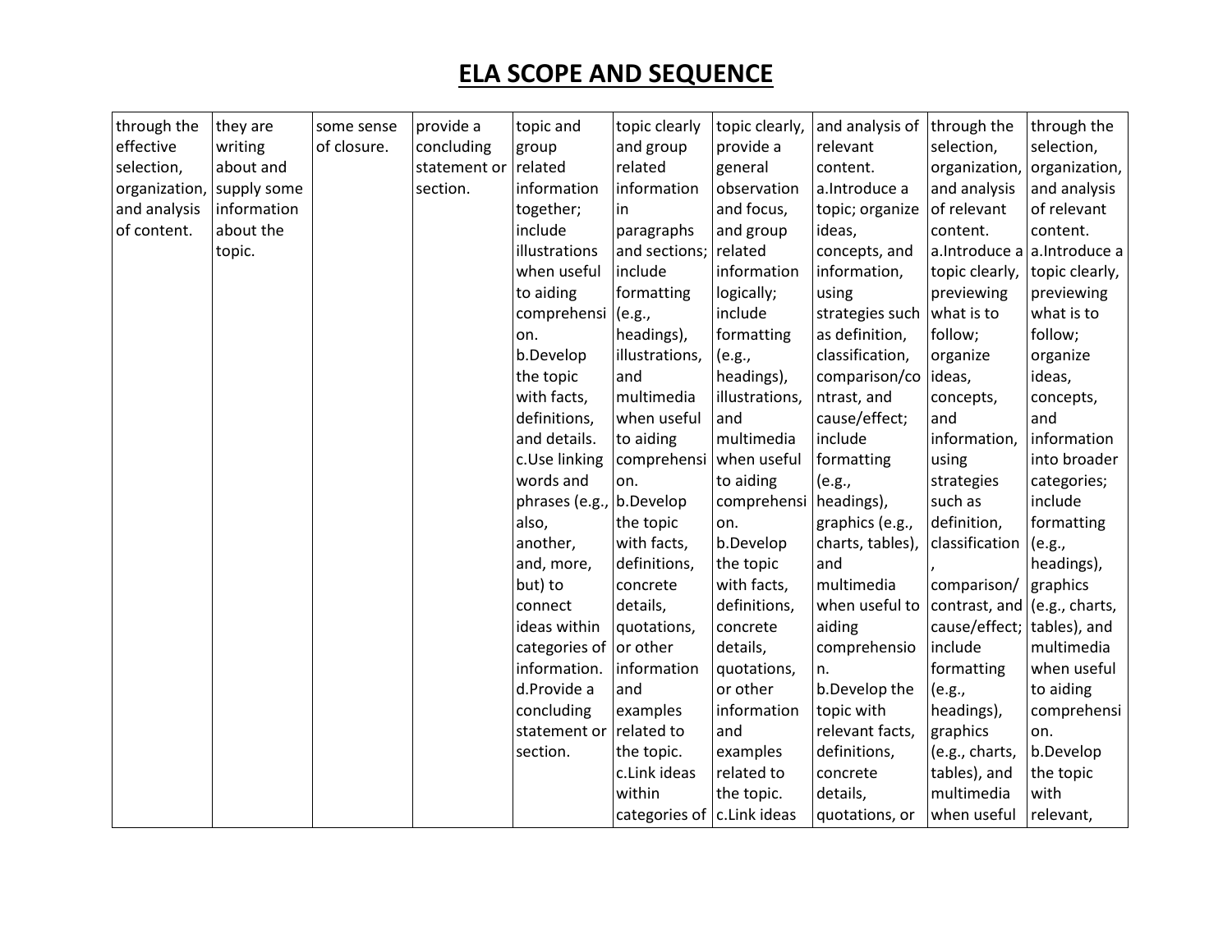# ELA SCOPE AND SEQUENCE

| | | | | | | | | | |
|---|---|---|---|---|---|---|---|---|---|
| through the effective selection, organization, and analysis of content. | they are writing about and supply some information about the topic. | some sense of closure. | provide a concluding statement or section. | topic and group related information together; include illustrations when useful to aiding comprehension. b.Develop the topic with facts, definitions, and details. c.Use linking words and phrases (e.g., also, another, and, more, but) to connect ideas within categories of information. d.Provide a concluding statement or section. | topic clearly and group related information in paragraphs and sections; include formatting (e.g., headings), illustrations, and multimedia when useful to aiding comprehension. b.Develop the topic with facts, definitions, concrete details, quotations, or other information and examples related to the topic. c.Link ideas within categories of | topic clearly, provide a general observation and focus, and group related information logically; include formatting (e.g., headings), illustrations, and multimedia when useful to aiding comprehension. b.Develop the topic with facts, definitions, concrete details, quotations, or other information and examples related to the topic. c.Link ideas | and analysis of relevant content. a.Introduce a topic; organize ideas, concepts, and information, using strategies such as definition, classification, comparison/contrast, and cause/effect; include formatting (e.g., headings), graphics (e.g., charts, tables), and multimedia when useful to aiding comprehension. b.Develop the topic with relevant facts, definitions, concrete details, quotations, or | through the selection, organization, and analysis of relevant content. a.Introduce a topic clearly, previewing what is to follow; organize ideas, concepts, and information, using strategies such as definition, classification, comparison/contrast, and cause/effect; include formatting (e.g., headings), graphics (e.g., charts, tables), and multimedia when useful | through the selection, organization, and analysis of relevant content. a.Introduce a topic clearly, previewing what is to follow; organize ideas, concepts, and information into broader categories; include formatting (e.g., headings), graphics (e.g., charts, tables), and multimedia when useful to aiding comprehension. b.Develop the topic with relevant, |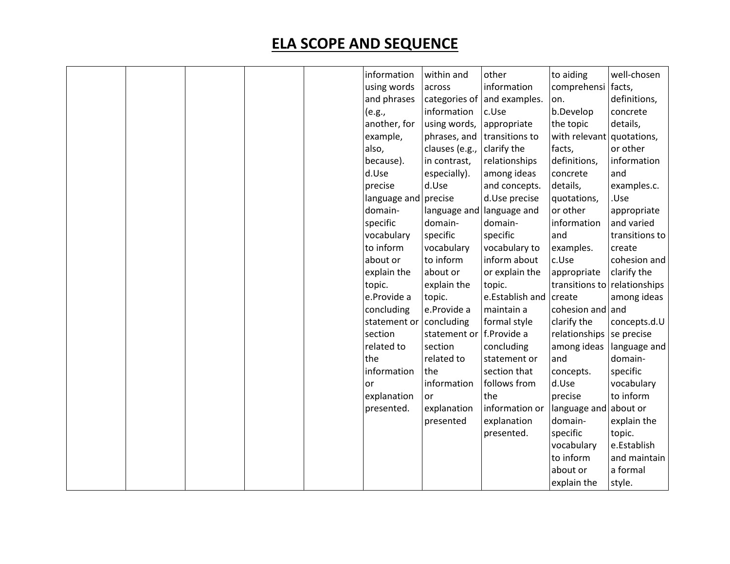# ELA SCOPE AND SEQUENCE

| | | | | | | | | | |
|---|---|---|---|---|---|---|---|---|---|
| | | | | | information using words and phrases (e.g., another, for example, also, because). d.Use precise language and domain-specific vocabulary to inform about or explain the topic. e.Provide a concluding statement or section related to the information or explanation presented. | within and across categories of information using words, phrases, and clauses (e.g., in contrast, especially). d.Use precise language and domain-specific vocabulary to inform about or explain the topic. e.Provide a concluding statement or section related to the information or explanation presented | other information and examples. c.Use appropriate transitions to clarify the relationships among ideas and concepts. d.Use precise language and domain-specific vocabulary to inform about or explain the topic. e.Establish and maintain a formal style f.Provide a concluding statement or section that follows from the information or explanation presented. | to aiding comprehension. b.Develop the topic with relevant facts, definitions, concrete details, quotations, or other information and examples. c.Use appropriate transitions to create cohesion and clarify the relationships among ideas and concepts. d.Use precise language and domain-specific vocabulary to inform about or explain the | well-chosen facts, definitions, concrete details, quotations, or other information and examples.c. .Use appropriate and varied transitions to create cohesion and clarify the relationships among ideas and concepts.d.Use precise language and domain-specific vocabulary to inform about or explain the topic. e.Establish and maintain a formal style. |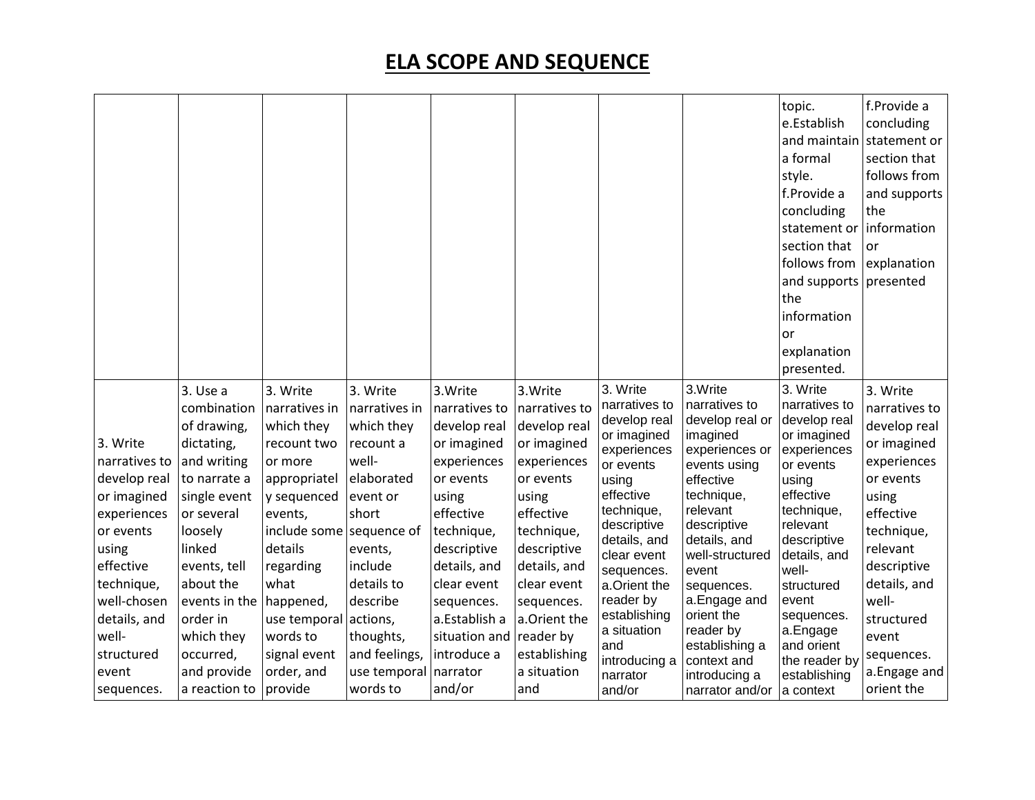# ELA SCOPE AND SEQUENCE

| | | | | | | | | | |
|---|---|---|---|---|---|---|---|---|---|
| | | | | | | | | topic.<br>e.Establish and maintain a formal style.<br>f.Provide a concluding statement or section that follows from and supports the information or explanation presented. | f.Provide a concluding statement or section that follows from and supports the information or explanation presented |
| 3. Write narratives to develop real or imagined experiences or events using effective technique, well-chosen details, and well-structured event sequences. | 3. Use a combination of drawing, dictating, and writing to narrate a single event or several loosely linked events, tell about the events in the order in which they occurred, and provide a reaction to | 3. Write narratives in which they recount two or more appropriately sequenced events, include some details regarding what happened, use temporal words to signal event order, and provide | 3. Write narratives in which they recount a well-elaborated event or short sequence of events, include details to describe actions, thoughts, and feelings, use temporal words to | 3.Write narratives to develop real or imagined experiences or events using effective technique, descriptive details, and clear event sequences.<br>a.Establish a situation and introduce a narrator and/or | 3.Write narratives to develop real or imagined experiences or events using effective technique, descriptive details, and clear event sequences.<br>a.Orient the reader by establishing a situation and | 3. Write narratives to develop real or imagined experiences or events using effective technique, descriptive details, and clear event sequences.<br>a.Orient the reader by establishing a situation and introducing a narrator and/or | 3.Write narratives to develop real or imagined experiences or events using effective technique, relevant descriptive details, and well-structured event sequences.<br>a.Engage and orient the reader by establishing a context and introducing a narrator and/or | 3. Write narratives to develop real or imagined experiences or events using effective technique, relevant descriptive details, and well-structured event sequences.<br>a.Engage and orient the reader by establishing a context | 3. Write narratives to develop real or imagined experiences or events using effective technique, relevant descriptive details, and well-structured event sequences.<br>a.Engage and orient the |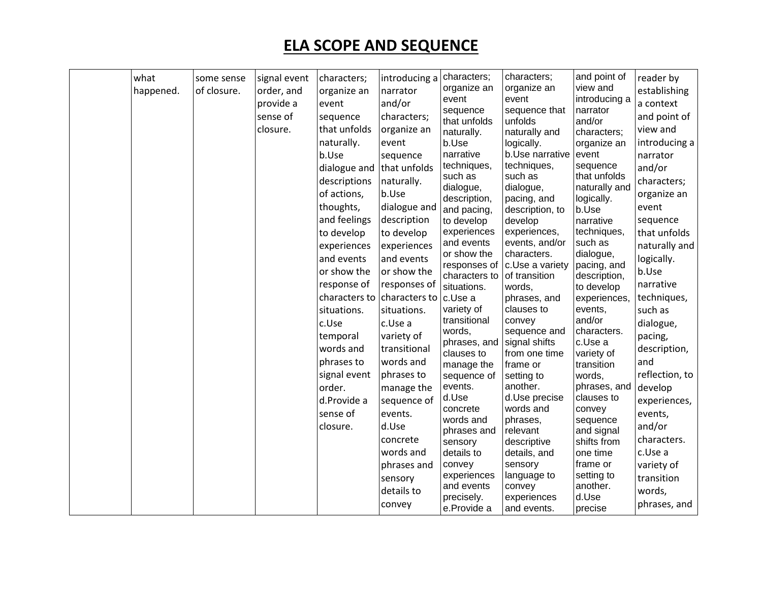# ELA SCOPE AND SEQUENCE

| | | | | | | | | | |
|---|---|---|---|---|---|---|---|---|---|
| | what happened. | some sense of closure. | signal event order, and provide a sense of closure. | characters; organize an event sequence that unfolds naturally.<br>b.Use dialogue and descriptions of actions, thoughts, and feelings to develop experiences and events or show the response of characters to situations.<br>c.Use temporal words and phrases to signal event order.<br>d.Provide a sense of closure. | introducing a narrator and/or characters; organize an event sequence that unfolds naturally.<br>b.Use dialogue and description to develop experiences and events or show the responses of characters to situations.<br>c.Use a variety of transitional words and phrases to manage the sequence of events.<br>d.Use concrete words and phrases and sensory details to convey | characters; organize an event sequence that unfolds naturally.<br>b.Use narrative techniques, such as dialogue, description, and pacing, to develop experiences and events or show the responses of characters to situations.<br>c.Use a variety of transitional words, phrases, and clauses to manage the sequence of events.<br>d.Use concrete words and phrases and sensory details to convey experiences and events precisely.<br>e.Provide a | characters; organize an event sequence that unfolds naturally and logically.<br>b.Use narrative techniques, such as dialogue, pacing, and description, to develop experiences, events, and/or characters.<br>c.Use a variety of transition words, phrases, and clauses to convey sequence and signal shifts from one time frame or setting to another.<br>d.Use precise words and phrases, relevant descriptive details, and sensory language to convey experiences and events. | and point of view and introducing a narrator and/or characters; organize an event sequence that unfolds naturally and logically.<br>b.Use narrative techniques, such as dialogue, pacing, and description, to develop experiences, events, and/or characters.<br>c.Use a variety of transition words, phrases, and clauses to convey sequence and signal shifts from one time frame or setting to another.<br>d.Use precise | reader by establishing a context and point of view and introducing a narrator and/or characters; organize an event sequence that unfolds naturally and logically.<br>b.Use narrative techniques, such as dialogue, pacing, description, and reflection, to develop experiences, events, and/or characters.<br>c.Use a variety of transition words, phrases, and |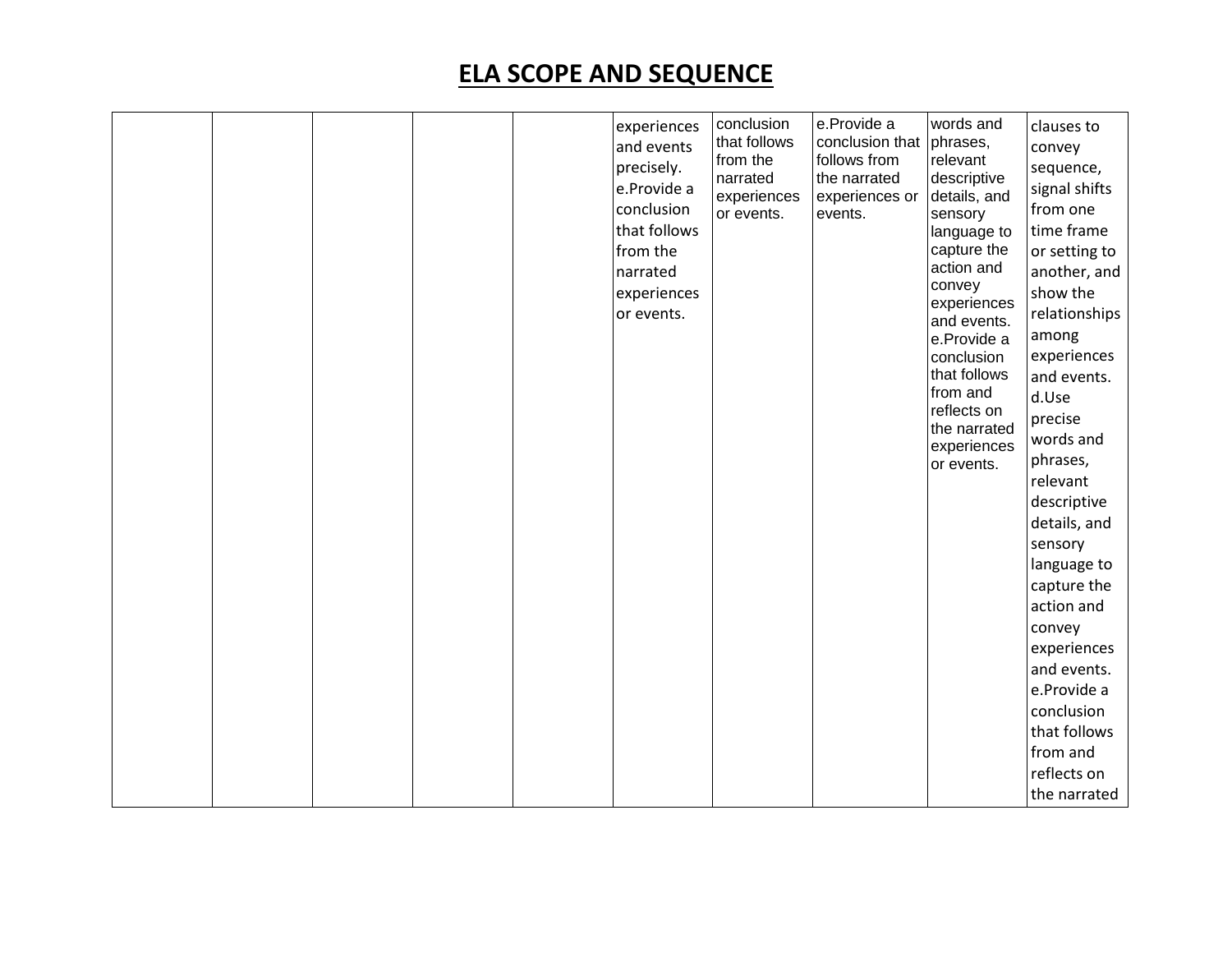## ELA SCOPE AND SEQUENCE

| | | | | | | | | | |
|---|---|---|---|---|---|---|---|---|---|
| | | | | | experiences and events precisely. e.Provide a conclusion that follows from the narrated experiences or events. | conclusion that follows from the narrated experiences or events. | e.Provide a conclusion that follows from the narrated experiences or events. | words and phrases, relevant descriptive details, and sensory language to capture the action and convey experiences and events. e.Provide a conclusion that follows from and reflects on the narrated experiences or events. | clauses to convey sequence, signal shifts from one time frame or setting to another, and show the relationships among experiences and events. d.Use precise words and phrases, relevant descriptive details, and sensory language to capture the action and convey experiences and events. e.Provide a conclusion that follows from and reflects on the narrated |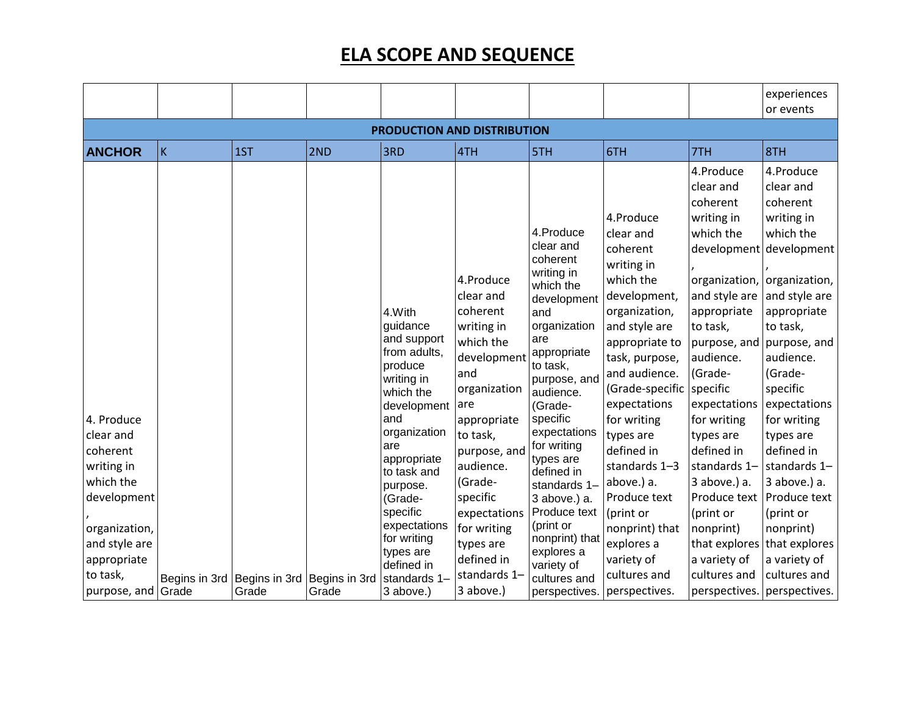# ELA SCOPE AND SEQUENCE

| | | | | | | | | | experiences or events |
|---|---|---|---|---|---|---|---|---|---|
| **PRODUCTION AND DISTRIBUTION** | | | | | | | | | |
| **ANCHOR** | K | 1ST | 2ND | 3RD | 4TH | 5TH | 6TH | 7TH | 8TH |
| 4. Produce clear and coherent writing in which the development, organization, and style are appropriate to task, purpose, and | Begins in 3rd Grade | Begins in 3rd Grade | Begins in 3rd Grade | 4.With guidance and support from adults, produce writing in which the development and organization are appropriate to task and purpose. (Grade-specific expectations for writing types are defined in standards 1–3 above.) | 4.Produce clear and coherent writing in which the development and organization are appropriate to task, purpose, and audience. (Grade-specific expectations for writing types are defined in standards 1–3 above.) | 4.Produce clear and coherent writing in which the development and organization are appropriate to task, purpose, and audience. (Grade-specific expectations for writing types are defined in standards 1–3 above.) a. Produce text (print or nonprint) that explores a variety of cultures and perspectives. | 4.Produce clear and coherent writing in which the development, organization, and style are appropriate to task, purpose, and audience. (Grade-specific expectations for writing types are defined in standards 1–3 above.) a. Produce text (print or nonprint) that explores a variety of cultures and perspectives. | 4.Produce clear and coherent writing in which the development, organization, and style are appropriate to task, purpose, and audience. (Grade-specific expectations for writing types are defined in standards 1–3 above.) a. Produce text (print or nonprint) that explores a variety of cultures and perspectives. | 4.Produce clear and coherent writing in which the development, organization, and style are appropriate to task, purpose, and audience. (Grade-specific expectations for writing types are defined in standards 1–3 above.) a. Produce text (print or nonprint) that explores a variety of cultures and perspectives. |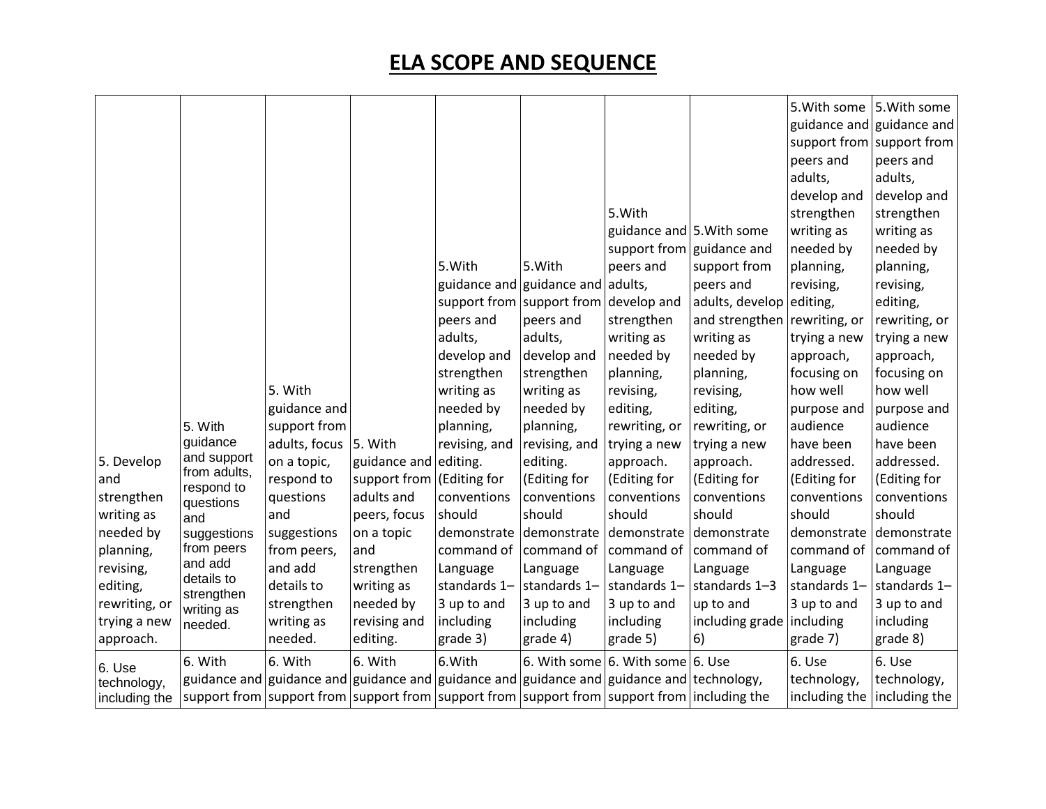# ELA SCOPE AND SEQUENCE

| | | | | | | | | | |
|---|---|---|---|---|---|---|---|---|---|
| 5. Develop and strengthen writing as needed by planning, revising, editing, rewriting, or trying a new approach. | 5. With guidance and support from adults, respond to questions and suggestions from peers and add details to strengthen writing as needed. | 5. With guidance and support from adults, focus on a topic, respond to questions and suggestions from peers, and add details to strengthen writing as needed. | 5. With guidance and support from adults and peers, focus on a topic and strengthen writing as needed by revising and editing. | 5.With guidance and support from peers and adults, develop and strengthen writing as needed by planning, revising, and editing. (Editing for conventions should demonstrate command of Language standards 1–3 up to and including grade 3) | 5.With guidance and support from peers and adults, develop and strengthen writing as needed by planning, revising, and editing. (Editing for conventions should demonstrate command of Language standards 1–3 up to and including grade 4) | 5.With guidance and support from peers and adults, develop and strengthen writing as needed by planning, revising, editing, rewriting, or trying a new approach. (Editing for conventions should demonstrate command of Language standards 1–3 up to and including grade 5) | 5.With some guidance and support from peers and adults, develop and strengthen writing as needed by planning, revising, editing, rewriting, or trying a new approach. (Editing for conventions should demonstrate command of Language standards 1–3 up to and including grade 6) | 5.With some guidance and support from peers and adults, develop and strengthen writing as needed by planning, revising, editing, rewriting, or trying a new approach, focusing on how well purpose and audience have been addressed. (Editing for conventions should demonstrate command of Language standards 1–3 up to and including grade 7) | 5.With some guidance and support from peers and adults, develop and strengthen writing as needed by planning, revising, editing, rewriting, or trying a new approach, focusing on how well purpose and audience have been addressed. (Editing for conventions should demonstrate command of Language standards 1–3 up to and including grade 8) |
| 6. Use technology, including the | 6. With guidance and support from | 6. With guidance and support from | 6. With guidance and support from | 6.With guidance and support from | 6. With some guidance and support from | 6. With some guidance and support from | 6. Use technology, including the | 6. Use technology, including the | 6. Use technology, including the |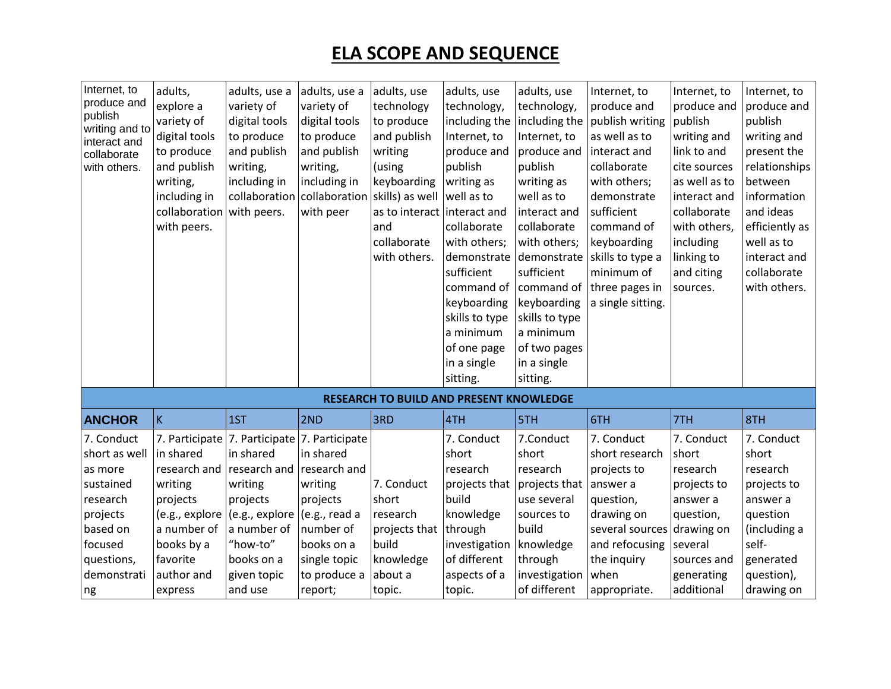# ELA SCOPE AND SEQUENCE

| | | | | | | | | | |
|---|---|---|---|---|---|---|---|---|---|
| Internet, to produce and publish writing and to interact and collaborate with others. | adults, explore a variety of digital tools to produce and publish writing, including in collaboration with peers. | adults, use a variety of digital tools to produce and publish writing, including in collaboration with peers. | adults, use a variety of digital tools to produce and publish writing, including in collaboration with peer | adults, use technology to produce and publish writing (using keyboarding skills) as well as to interact and collaborate with others. | adults, use technology, including the Internet, to produce and publish writing as well as to interact and collaborate with others; demonstrate sufficient command of keyboarding skills to type a minimum of one page in a single sitting. | adults, use technology, including the Internet, to produce and publish writing as well as to interact and collaborate with others; demonstrate sufficient command of keyboarding skills to type a minimum of two pages in a single sitting. | Internet, to produce and publish writing as well as to interact and collaborate with others; demonstrate sufficient command of keyboarding skills to type a minimum of three pages in a single sitting. | Internet, to produce and publish writing and link to and cite sources as well as to interact and collaborate with others, including linking to and citing sources. | Internet, to produce and publish writing and present the relationships between information and ideas efficiently as well as to interact and collaborate with others. |
| **RESEARCH TO BUILD AND PRESENT KNOWLEDGE** | | | | | | | | | |
| **ANCHOR** | K | 1ST | 2ND | 3RD | 4TH | 5TH | 6TH | 7TH | 8TH |
| 7. Conduct short as well as more sustained research projects based on focused questions, demonstrati ng | 7. Participate in shared research and writing projects (e.g., explore a number of books by a favorite author and express | 7. Participate in shared research and writing projects (e.g., explore a number of "how-to" books on a given topic and use | 7. Participate in shared research and writing projects (e.g., read a number of books on a single topic to produce a report; | 7. Conduct short research projects that build knowledge about a topic. | 7. Conduct short research projects that build knowledge through investigation of different aspects of a topic. | 7.Conduct short research projects that use several sources to build knowledge through investigation of different | 7. Conduct short research projects to answer a question, drawing on several sources and refocusing the inquiry when appropriate. | 7. Conduct short research projects to answer a question, drawing on several sources and generating additional | 7. Conduct short research projects to answer a question (including a self-generated question), drawing on |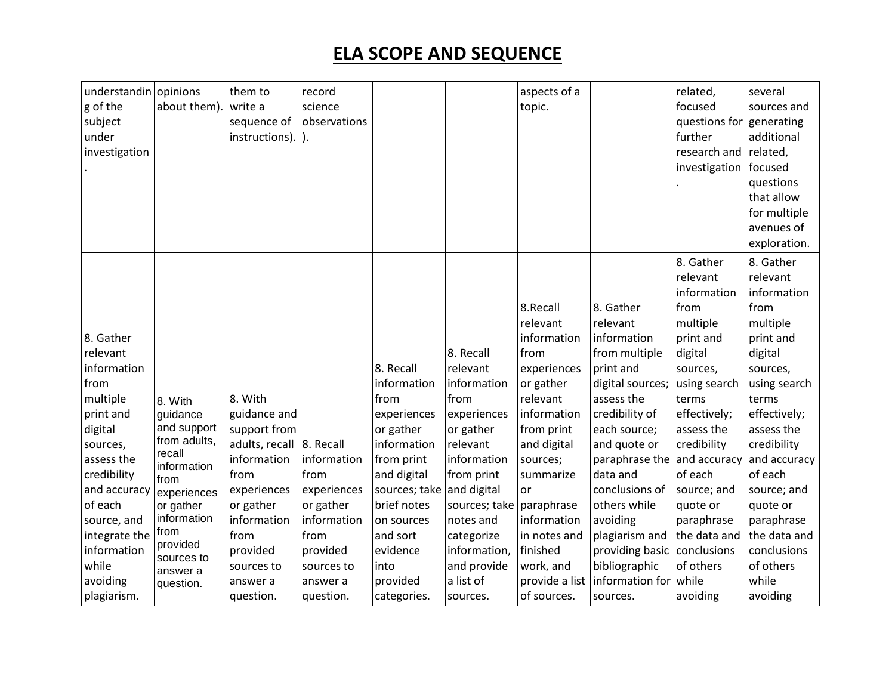# ELA SCOPE AND SEQUENCE

| | | | | | | | | | |
|---|---|---|---|---|---|---|---|---|---|
| understanding of the subject under investigation. | opinions about them). | them to write a sequence of instructions). | record science observations). | | | aspects of a topic. | | related, focused questions for further research and investigation. | several sources and generating additional related, focused questions that allow for multiple avenues of exploration. |
| 8. Gather relevant information from multiple print and digital sources, assess the credibility and accuracy of each source, and integrate the information while avoiding plagiarism. | 8. With guidance and support from adults, recall information from experiences or gather information from provided sources to answer a question. | 8. With guidance and support from adults, recall information from experiences or gather information from provided sources to answer a question. | 8. Recall information from experiences or gather information from provided sources to answer a question. | 8. Recall information from experiences or gather information from print and digital sources; take brief notes on sources and sort evidence into provided categories. | 8. Recall relevant information from experiences or gather relevant information from print and digital sources; take notes and categorize information, and provide a list of sources. | 8.Recall relevant information from experiences or gather relevant information from print and digital sources; summarize or paraphrase information in notes and finished work, and provide a list of sources. | 8. Gather relevant information from multiple print and digital sources; assess the credibility of each source; and quote or paraphrase the data and conclusions of others while avoiding plagiarism and providing basic bibliographic information for sources. | 8. Gather relevant information from multiple print and digital sources, using search terms effectively; assess the credibility and accuracy of each source; and quote or paraphrase the data and conclusions of others while avoiding | 8. Gather relevant information from multiple print and digital sources, using search terms effectively; assess the credibility and accuracy of each source; and quote or paraphrase the data and conclusions of others while avoiding |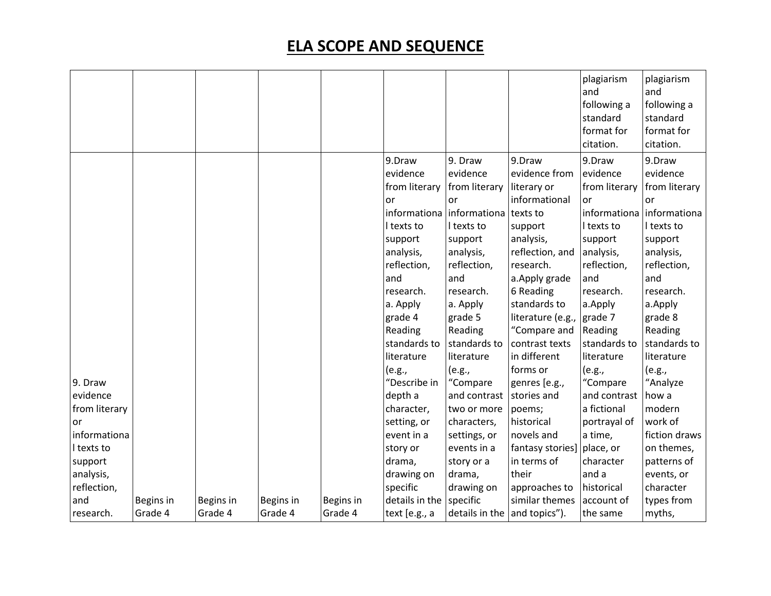# ELA SCOPE AND SEQUENCE

| | | | | | | | | | |
|---|---|---|---|---|---|---|---|---|---|
| | | | | | | | | plagiarism and following a standard format for citation. | plagiarism and following a standard format for citation. |
| 9. Draw evidence from literary or informational texts to support analysis, reflection, and research. | Begins in Grade 4 | Begins in Grade 4 | Begins in Grade 4 | Begins in Grade 4 | 9.Draw evidence from literary or informational texts to support analysis, reflection, and research. a. Apply grade 4 Reading standards to literature (e.g., "Describe in depth a character, setting, or event in a story or drama, drawing on specific details in the text [e.g., a | 9. Draw evidence from literary or informational texts to support analysis, reflection, and research. a. Apply grade 5 Reading standards to literature (e.g., "Compare and contrast two or more characters, settings, or events in a story or a drama, drawing on specific details in the | 9.Draw evidence from literary or informational texts to support analysis, reflection, and research. a.Apply grade 6 Reading standards to literature (e.g., "Compare and contrast texts in different forms or genres [e.g., stories and poems; historical novels and fantasy stories] in terms of their approaches to similar themes and topics"). | 9.Draw evidence from literary or informational texts to support analysis, reflection, and research. a.Apply grade 7 Reading standards to literature (e.g., "Compare and contrast a fictional portrayal of a time, place, or character and a historical account of the same | 9.Draw evidence from literary or informational texts to support analysis, reflection, and research. a.Apply grade 8 Reading standards to literature (e.g., "Analyze how a modern work of fiction draws on themes, patterns of events, or character types from myths, |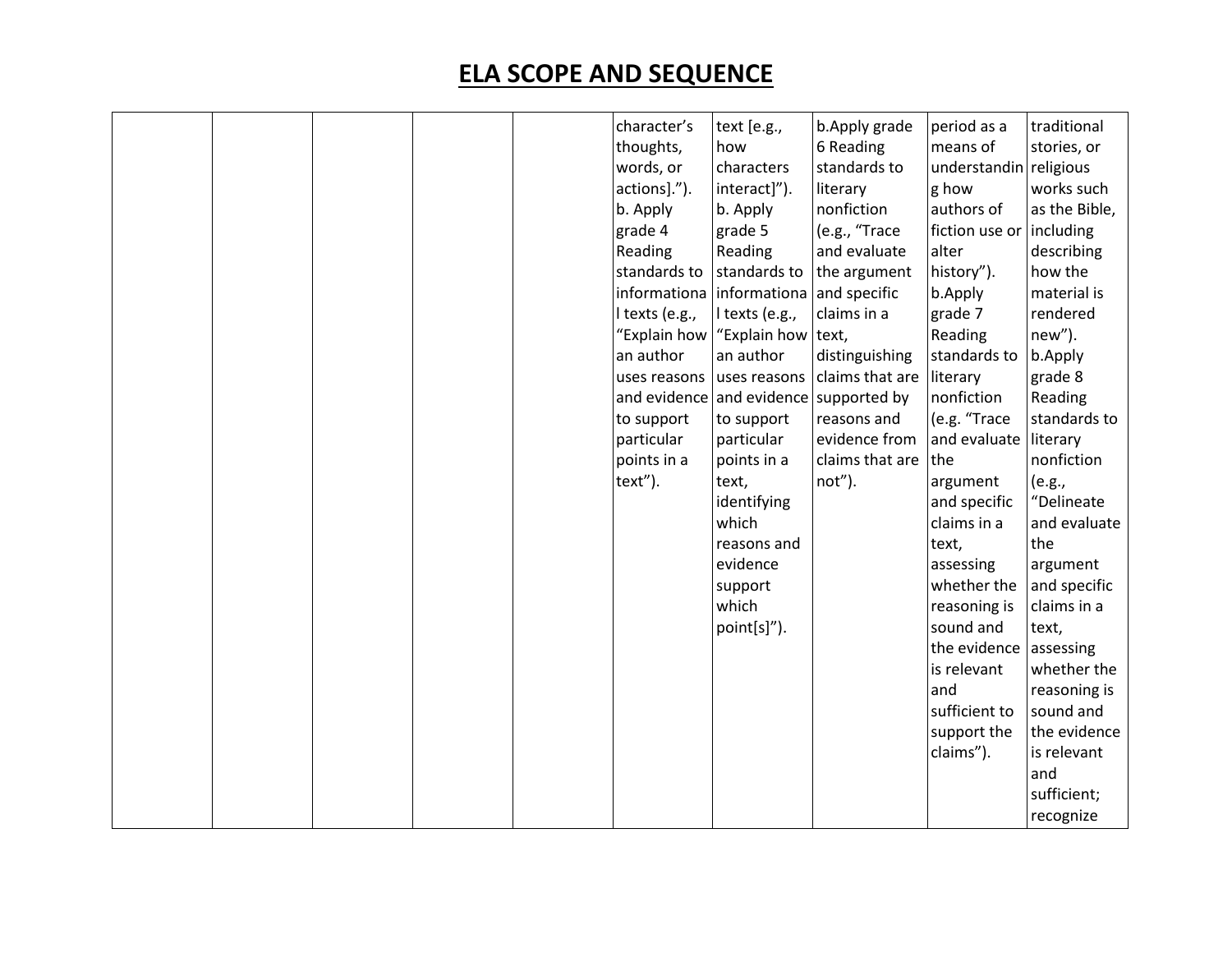# ELA SCOPE AND SEQUENCE

| | | | | | | | | | |
|---|---|---|---|---|---|---|---|---|---|
| | | | | | character's thoughts, words, or actions].").<br>b. Apply grade 4 Reading standards to informational texts (e.g., "Explain how an author uses reasons and evidence to support particular points in a text"). | text [e.g., how characters interact]").<br>b. Apply grade 5 Reading standards to informational texts (e.g., "Explain how an author uses reasons and evidence to support particular points in a text, identifying which reasons and evidence support which point[s]"). | b.Apply grade 6 Reading standards to literary nonfiction (e.g., "Trace and evaluate the argument and specific claims in a text, distinguishing claims that are supported by reasons and evidence from claims that are not"). | period as a means of understanding how authors of fiction use or alter history").<br>b.Apply grade 7 Reading standards to literary nonfiction (e.g. "Trace and evaluate the argument and specific claims in a text, assessing whether the reasoning is sound and the evidence is relevant and sufficient to support the claims"). | traditional stories, or religious works such as the Bible, including describing how the material is rendered new").<br>b.Apply grade 8 Reading standards to literary nonfiction (e.g., "Delineate and evaluate the argument and specific claims in a text, assessing whether the reasoning is sound and the evidence is relevant and sufficient; recognize |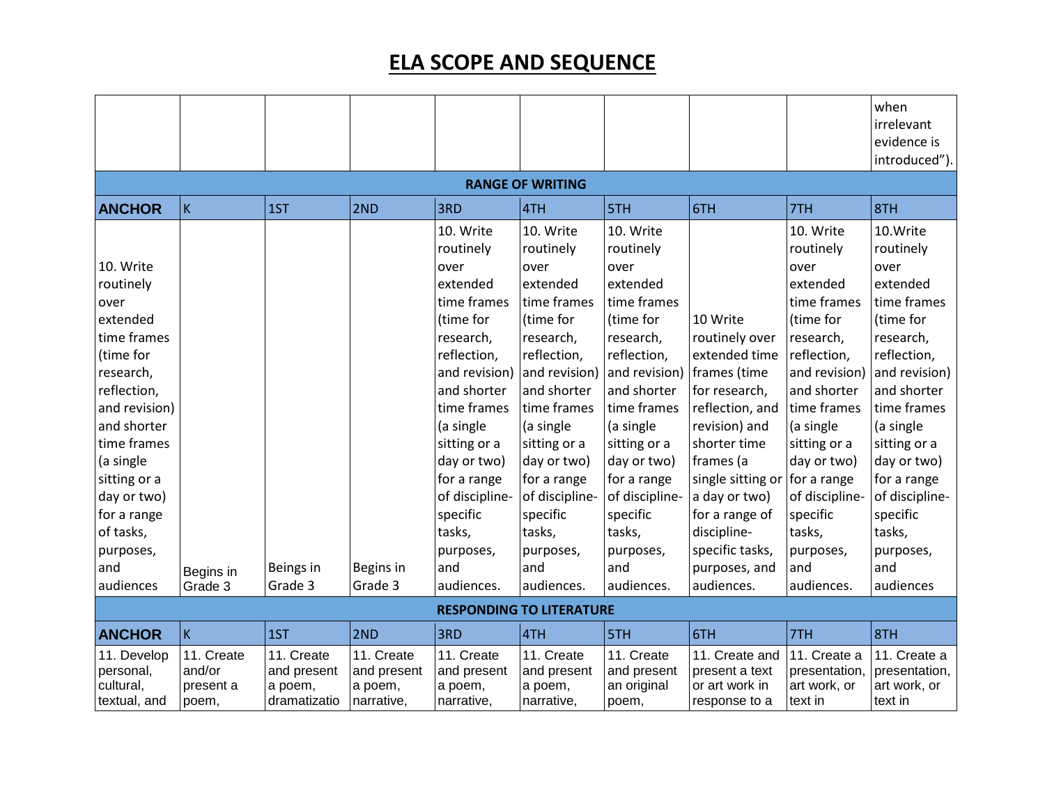# ELA SCOPE AND SEQUENCE

| | | | | | | | | | |
|---|---|---|---|---|---|---|---|---|---|
| | | | | | | | | | when irrelevant evidence is introduced"). |
| **RANGE OF WRITING** | | | | | | | | | |
| **ANCHOR** | K | 1ST | 2ND | 3RD | 4TH | 5TH | 6TH | 7TH | 8TH |
| 10. Write routinely over extended time frames (time for research, reflection, and revision) and shorter time frames (a single sitting or a day or two) for a range of tasks, purposes, and audiences | Begins in Grade 3 | Beings in Grade 3 | Begins in Grade 3 | 10. Write routinely over extended time frames (time for research, reflection, and revision) and shorter time frames (a single sitting or a day or two) for a range of discipline-specific tasks, purposes, and audiences. | 10. Write routinely over extended time frames (time for research, reflection, and revision) and shorter time frames (a single sitting or a day or two) for a range of discipline-specific tasks, purposes, and audiences. | 10. Write routinely over extended time frames (time for research, reflection, and revision) and shorter time frames (a single sitting or a day or two) for a range of discipline-specific tasks, purposes, and audiences. | 10 Write routinely over extended time frames (time for research, reflection, and revision) and shorter time frames (a single sitting or a day or two) for a range of discipline-specific tasks, purposes, and audiences. | 10. Write routinely over extended time frames (time for research, reflection, and revision) and shorter time frames (a single sitting or a day or two) for a range of discipline-specific tasks, purposes, and audiences. | 10.Write routinely over extended time frames (time for research, reflection, and revision) and shorter time frames (a single sitting or a day or two) for a range of discipline-specific tasks, purposes, and audiences |
| **RESPONDING TO LITERATURE** | | | | | | | | | |
| **ANCHOR** | K | 1ST | 2ND | 3RD | 4TH | 5TH | 6TH | 7TH | 8TH |
| 11. Develop personal, cultural, textual, and | 11. Create and/or present a poem, | 11. Create and present a poem, dramatizatio | 11. Create and present a poem, narrative, | 11. Create and present a poem, narrative, | 11. Create and present a poem, narrative, | 11. Create and present an original poem, | 11. Create and present a text or art work in response to a | 11. Create a presentation, art work, or text in | 11. Create a presentation, art work, or text in |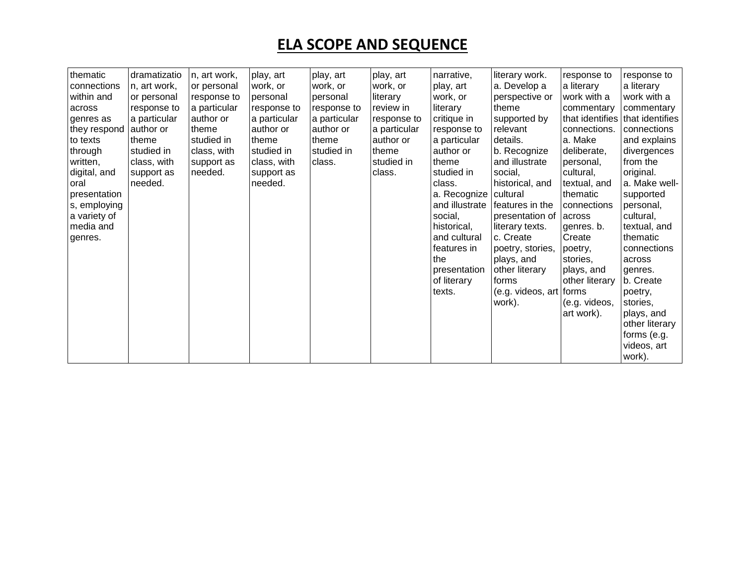## ELA SCOPE AND SEQUENCE

| | | | | | | | | | |
|---|---|---|---|---|---|---|---|---|---|
| thematic connections within and across genres as they respond to texts through written, digital, and oral presentations, employing a variety of media and genres. | dramatization, art work, or personal response to a particular author or theme studied in class, with support as needed. | n, art work, or personal response to a particular author or theme studied in class, with support as needed. | play, art work, or personal response to a particular author or theme studied in class, with support as needed. | play, art work, or personal response to a particular author or theme studied in class. | play, art work, or literary review in response to a particular author or theme studied in class. | narrative, play, art work, or literary critique in response to a particular author or theme studied in class. a. Recognize and illustrate social, historical, and cultural features in the presentation of literary texts. | literary work. a. Develop a perspective or theme supported by relevant details. b. Recognize and illustrate social, historical, and cultural features in the presentation of literary texts. c. Create poetry, stories, plays, and other literary forms (e.g. videos, art work). | response to a literary work with a commentary that identifies connections. a. Make deliberate, personal, cultural, textual, and thematic connections across genres. b. Create poetry, stories, plays, and other literary forms (e.g. videos, art work). | response to a literary work with a commentary that identifies connections and explains divergences from the original. a. Make well-supported personal, cultural, textual, and thematic connections across genres. b. Create poetry, stories, plays, and other literary forms (e.g. videos, art work). |